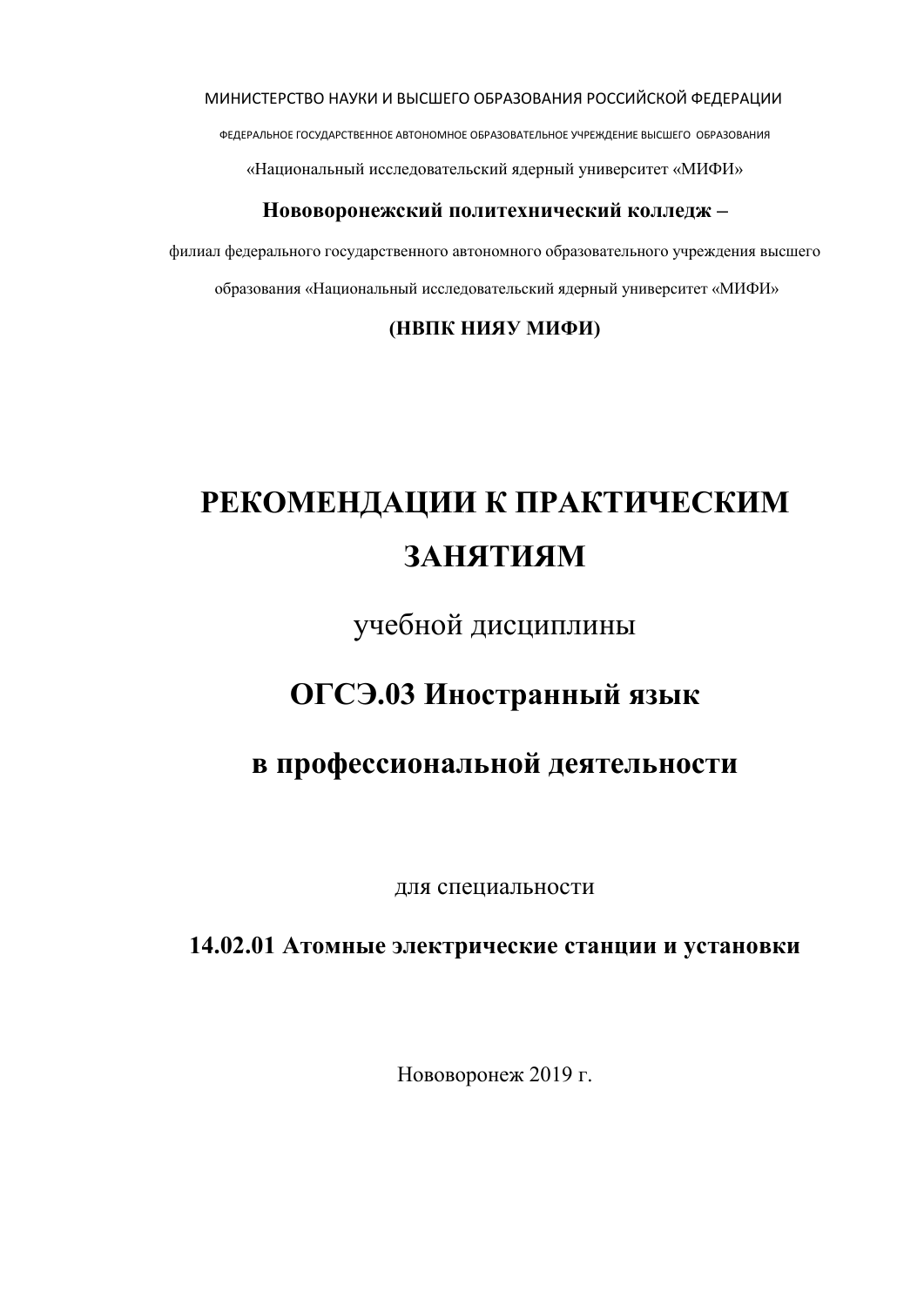МИНИСТЕРСТВО НАУКИ И ВЫСШЕГО ОБРАЗОВАНИЯ РОССИЙСКОЙ ФЕДЕРАЦИИ

ФЕДЕРАЛЬНОЕ ГОСУДАРСТВЕННОЕ АВТОНОМНОЕ ОБРАЗОВАТЕЛЬНОЕ УЧРЕЖДЕНИЕ ВЫСШЕГО ОБРАЗОВАНИЯ

«Национальный исследовательский ядерный университет «МИФИ»

**Нововоронежский политехнический колледж –**

филиал федерального государственного автономного образовательного учреждения высшего образования «Национальный исследовательский ядерный университет «МИФИ»

**(НВПК НИЯУ МИФИ)**

# РЕКОМЕНДАЦИИ К ПРАКТИЧЕСКИМ ЗАНЯТИЯМ

учебной дисциплины

## ОГСЭ.03 Иностранный язык в профессиональной деятельности

для специальности

**14.02.01 Атомные электрические станции и установки**

Нововоронеж 2019 г.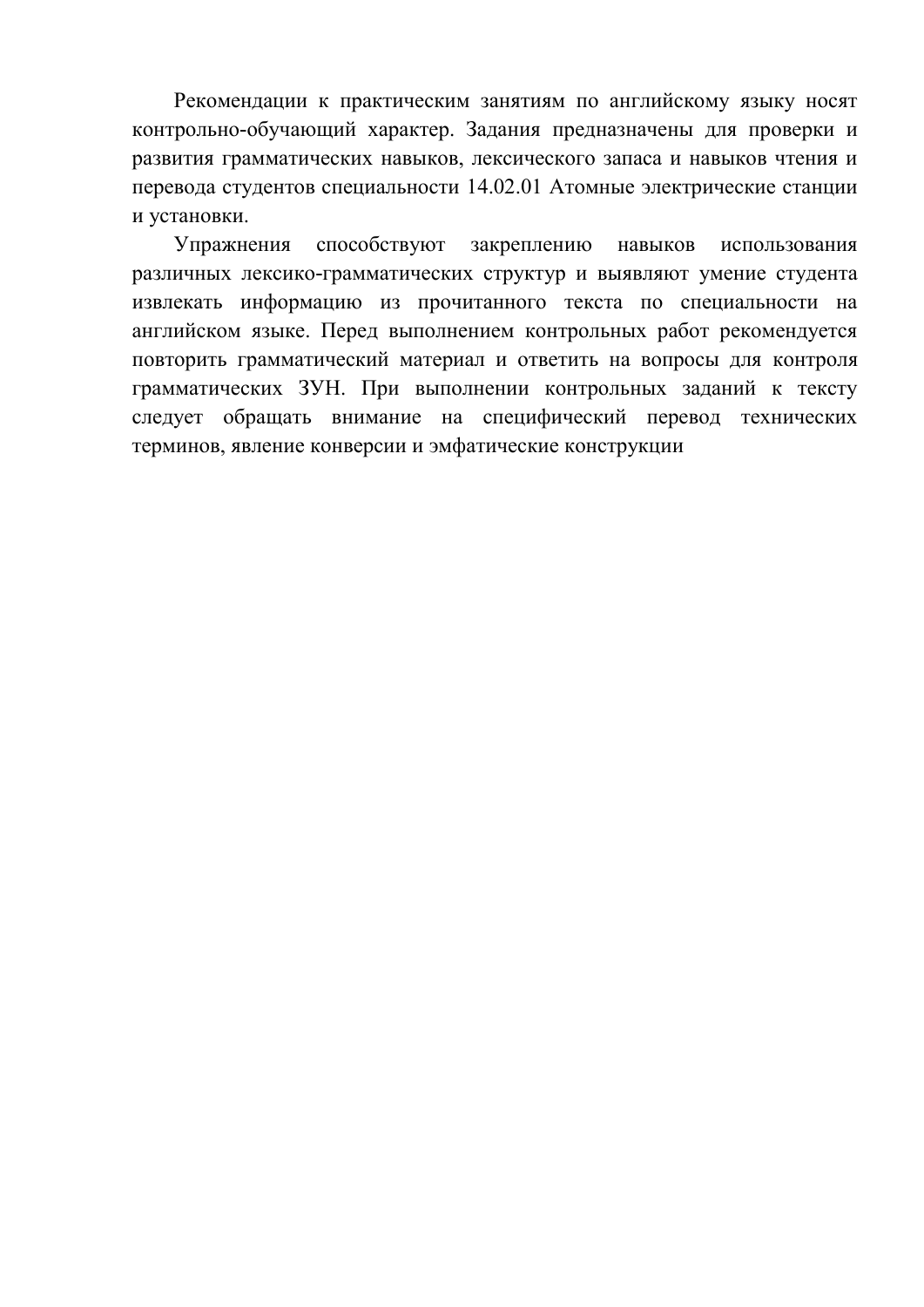Рекомендации к практическим занятиям по английскому языку носят контрольно-обучающий характер. Задания предназначены для проверки и развития грамматических навыков, лексического запаса и навыков чтения и перевода студентов специальности 14.02.01 Атомные электрические станции и установки.

Упражнения способствуют закреплению навыков использования различных лексико-грамматических структур и выявляют умение студента извлекать информацию из прочитанного текста по специальности на английском языке. Перед выполнением контрольных работ рекомендуется повторить грамматический материал и ответить на вопросы для контроля грамматических ЗУН. При выполнении контрольных заданий к тексту следует обращать внимание на специфический перевод технических терминов, явление конверсии и эмфатические конструкции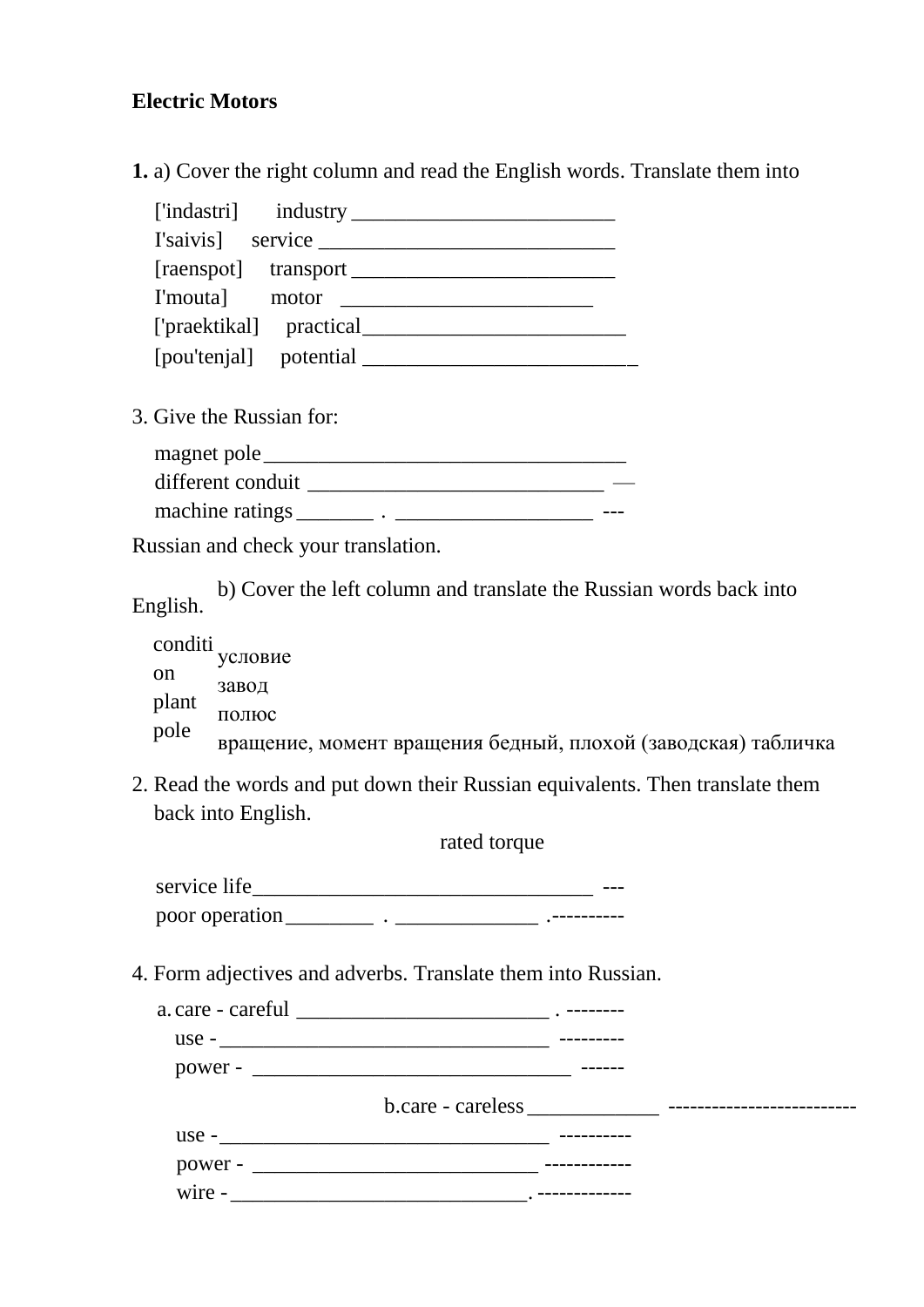**Electric Motors**

**1.** a) Cover the right column and read the English words. Translate them into

['indastri] industry ________________________
I'saivis] service ___________________________
[raenspot] transport ________________________
I'mouta] motor _______________________
['praektikal] practical________________________
[pou'tenjal] potential _________________________

3. Give the Russian for:

magnet pole_________________________________
different conduit ___________________________ —
machine ratings_______ . __________________ ---

Russian and check your translation.

b) Cover the left column and translate the Russian words back into English.

condition условие
plant завод
pole полюс
вращение, момент вращения бедный, плохой (заводская) табличка

2. Read the words and put down their Russian equivalents. Then translate them back into English.

rated torque

service life_______________________________ ---
poor operation________ . _____________ .----------

4. Form adjectives and adverbs. Translate them into Russian.

a. care - careful _______________________ . --------
use -_______________________________ ---------
power - ______________________________ ------

b. care - careless____________ -------------------------
use -_______________________________ ----------
power - ___________________________ ------------
wire -___________________________. -------------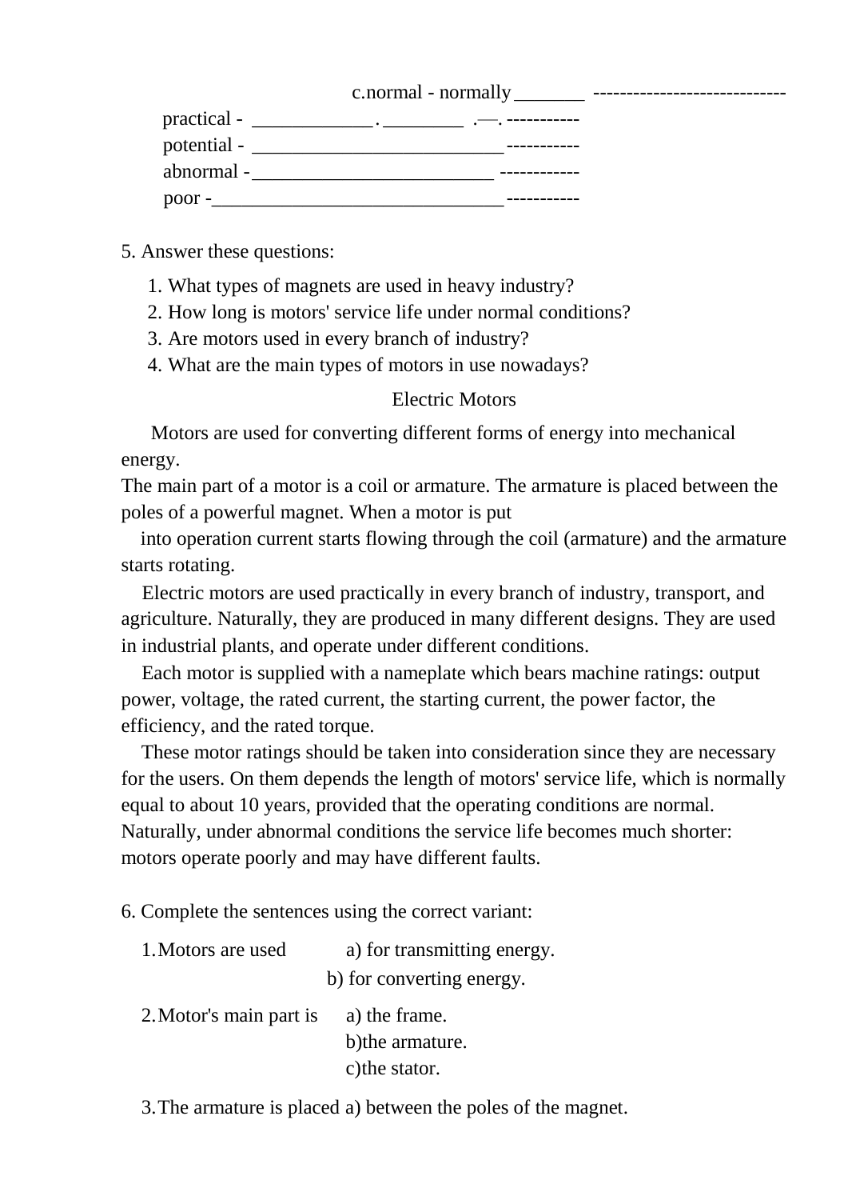c.normal - normally_______ ----------------------------

practical - ____________.________ .—. -----------

potential - _________________________-----------

abnormal -________________________ ------------

poor -______________________________-----------

5. Answer these questions:

1. What types of magnets are used in heavy industry?
2. How long is motors' service life under normal conditions?
3. Are motors used in every branch of industry?
4. What are the main types of motors in use nowadays?

## Electric Motors

Motors are used for converting different forms of energy into mechanical energy.

The main part of a motor is a coil or armature. The armature is placed between the poles of a powerful magnet. When a motor is put into operation current starts flowing through the coil (armature) and the armature starts rotating.

Electric motors are used practically in every branch of industry, transport, and agriculture. Naturally, they are produced in many different designs. They are used in industrial plants, and operate under different conditions.

Each motor is supplied with a nameplate which bears machine ratings: output power, voltage, the rated current, the starting current, the power factor, the efficiency, and the rated torque.

These motor ratings should be taken into consideration since they are necessary for the users. On them depends the length of motors' service life, which is normally equal to about 10 years, provided that the operating conditions are normal. Naturally, under abnormal conditions the service life becomes much shorter: motors operate poorly and may have different faults.

6. Complete the sentences using the correct variant:

1. Motors are used a) for transmitting energy.
   b) for converting energy.
2. Motor's main part is a) the frame.
   b) the armature.
   c) the stator.
3. The armature is placed a) between the poles of the magnet.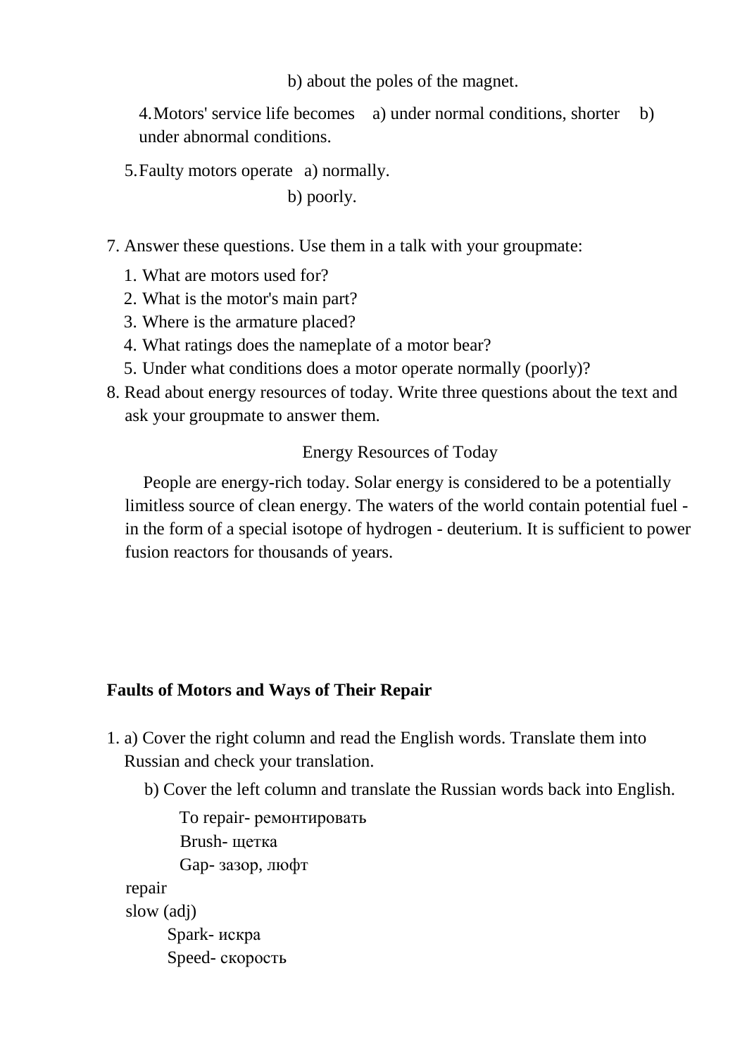b) about the poles of the magnet.

4. Motors' service life becomes a) under normal conditions, shorter b) under abnormal conditions.

5. Faulty motors operate a) normally.

   b) poorly.

7. Answer these questions. Use them in a talk with your groupmate:
   1. What are motors used for?
   2. What is the motor's main part?
   3. Where is the armature placed?
   4. What ratings does the nameplate of a motor bear?
   5. Under what conditions does a motor operate normally (poorly)?
8. Read about energy resources of today. Write three questions about the text and ask your groupmate to answer them.

Energy Resources of Today

People are energy-rich today. Solar energy is considered to be a potentially limitless source of clean energy. The waters of the world contain potential fuel - in the form of a special isotope of hydrogen - deuterium. It is sufficient to power fusion reactors for thousands of years.

**Faults of Motors and Ways of Their Repair**

1. a) Cover the right column and read the English words. Translate them into Russian and check your translation.

   b) Cover the left column and translate the Russian words back into English.

To repair- ремонтировать
Brush- щетка
Gap- зазор, люфт
repair
slow (adj)
Spark- искра
Speed- скорость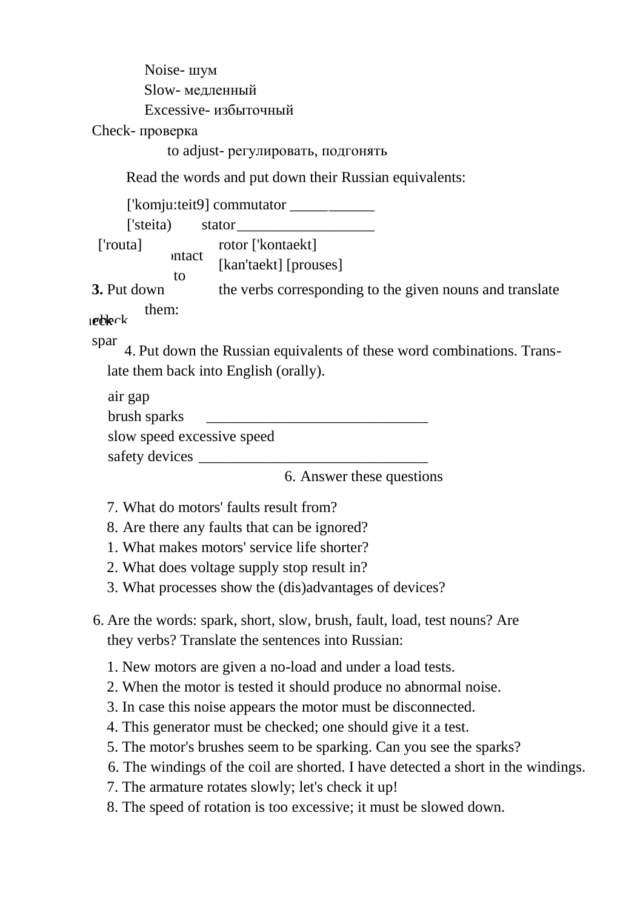Noise- шум
Slow- медленный
Excessive- избыточный
Check- проверка
to adjust- регулировать, подгонять

Read the words and put down their Russian equivalents:

['komju:teit9] commutator ____________
['steita) stator__________________
['routa] rotor ['kontaekt]
ontact [kan'taekt] [prouses]
to

**3.** Put down the verbs corresponding to the given nouns and translate them:

check

spar

4. Put down the Russian equivalents of these word combinations. Translate them back into English (orally).

air gap
brush sparks _____________________________
slow speed excessive speed
safety devices ______________________________

6. Answer these questions

7. What do motors' faults result from?
8. Are there any faults that can be ignored?
1. What makes motors' service life shorter?
2. What does voltage supply stop result in?
3. What processes show the (dis)advantages of devices?

6. Are the words: spark, short, slow, brush, fault, load, test nouns? Are they verbs? Translate the sentences into Russian:

1. New motors are given a no-load and under a load tests.
2. When the motor is tested it should produce no abnormal noise.
3. In case this noise appears the motor must be disconnected.
4. This generator must be checked; one should give it a test.
5. The motor's brushes seem to be sparking. Can you see the sparks?
6. The windings of the coil are shorted. I have detected a short in the windings.
7. The armature rotates slowly; let's check it up!
8. The speed of rotation is too excessive; it must be slowed down.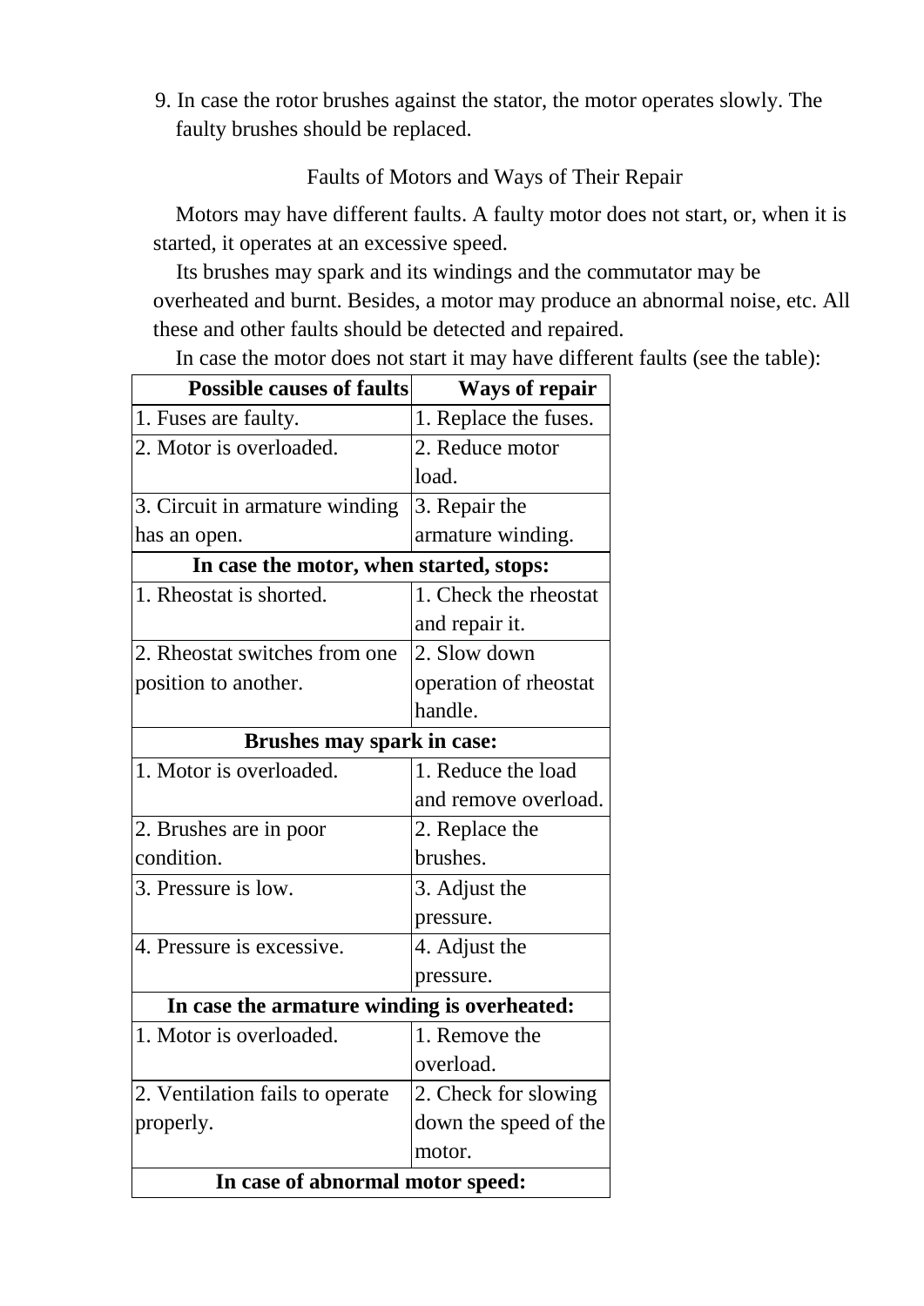9. In case the rotor brushes against the stator, the motor operates slowly. The faulty brushes should be replaced.

## Faults of Motors and Ways of Their Repair

Motors may have different faults. A faulty motor does not start, or, when it is started, it operates at an excessive speed.

Its brushes may spark and its windings and the commutator may be overheated and burnt. Besides, a motor may produce an abnormal noise, etc. All these and other faults should be detected and repaired.

In case the motor does not start it may have different faults (see the table):

| **Possible causes of faults** | **Ways of repair** |
|---|---|
| 1. Fuses are faulty. | 1. Replace the fuses. |
| 2. Motor is overloaded. | 2. Reduce motor load. |
| 3. Circuit in armature winding has an open. | 3. Repair the armature winding. |
| **In case the motor, when started, stops:** | |
| 1. Rheostat is shorted. | 1. Check the rheostat and repair it. |
| 2. Rheostat switches from one position to another. | 2. Slow down operation of rheostat handle. |
| **Brushes may spark in case:** | |
| 1. Motor is overloaded. | 1. Reduce the load and remove overload. |
| 2. Brushes are in poor condition. | 2. Replace the brushes. |
| 3. Pressure is low. | 3. Adjust the pressure. |
| 4. Pressure is excessive. | 4. Adjust the pressure. |
| **In case the armature winding is overheated:** | |
| 1. Motor is overloaded. | 1. Remove the overload. |
| 2. Ventilation fails to operate properly. | 2. Check for slowing down the speed of the motor. |
| **In case of abnormal motor speed:** | |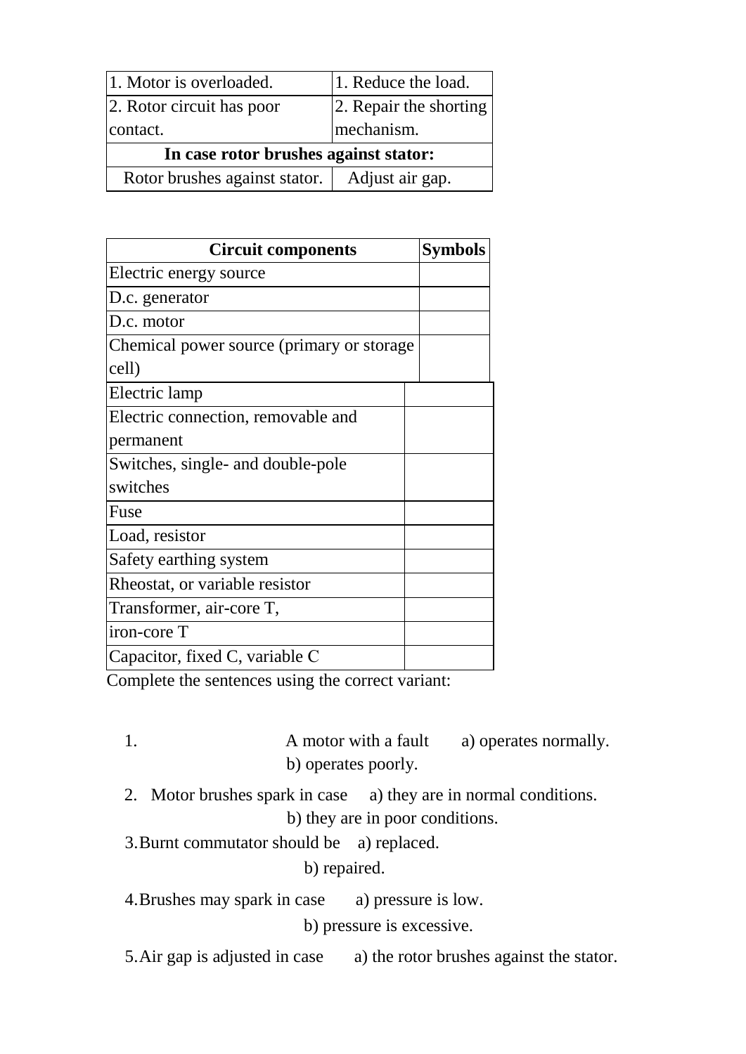| 1. Motor is overloaded. | 1. Reduce the load. |
| --- | --- |
| 2. Rotor circuit has poor contact. | 2. Repair the shorting mechanism. |
| **In case rotor brushes against stator:** | |
| Rotor brushes against stator. | Adjust air gap. |

| Circuit components | Symbols |
| --- | --- |
| Electric energy source | |
| D.c. generator | |
| D.c. motor | |
| Chemical power source (primary or storage cell) | |
| Electric lamp | |
| Electric connection, removable and permanent | |
| Switches, single- and double-pole switches | |
| Fuse | |
| Load, resistor | |
| Safety earthing system | |
| Rheostat, or variable resistor | |
| Transformer, air-core T, | |
| iron-core T | |
| Capacitor, fixed C, variable C | |

Complete the sentences using the correct variant:

1. A motor with a fault a) operates normally.
   b) operates poorly.
2. Motor brushes spark in case a) they are in normal conditions.
   b) they are in poor conditions.
3. Burnt commutator should be a) replaced.
   b) repaired.
4. Brushes may spark in case a) pressure is low.
   b) pressure is excessive.
5. Air gap is adjusted in case a) the rotor brushes against the stator.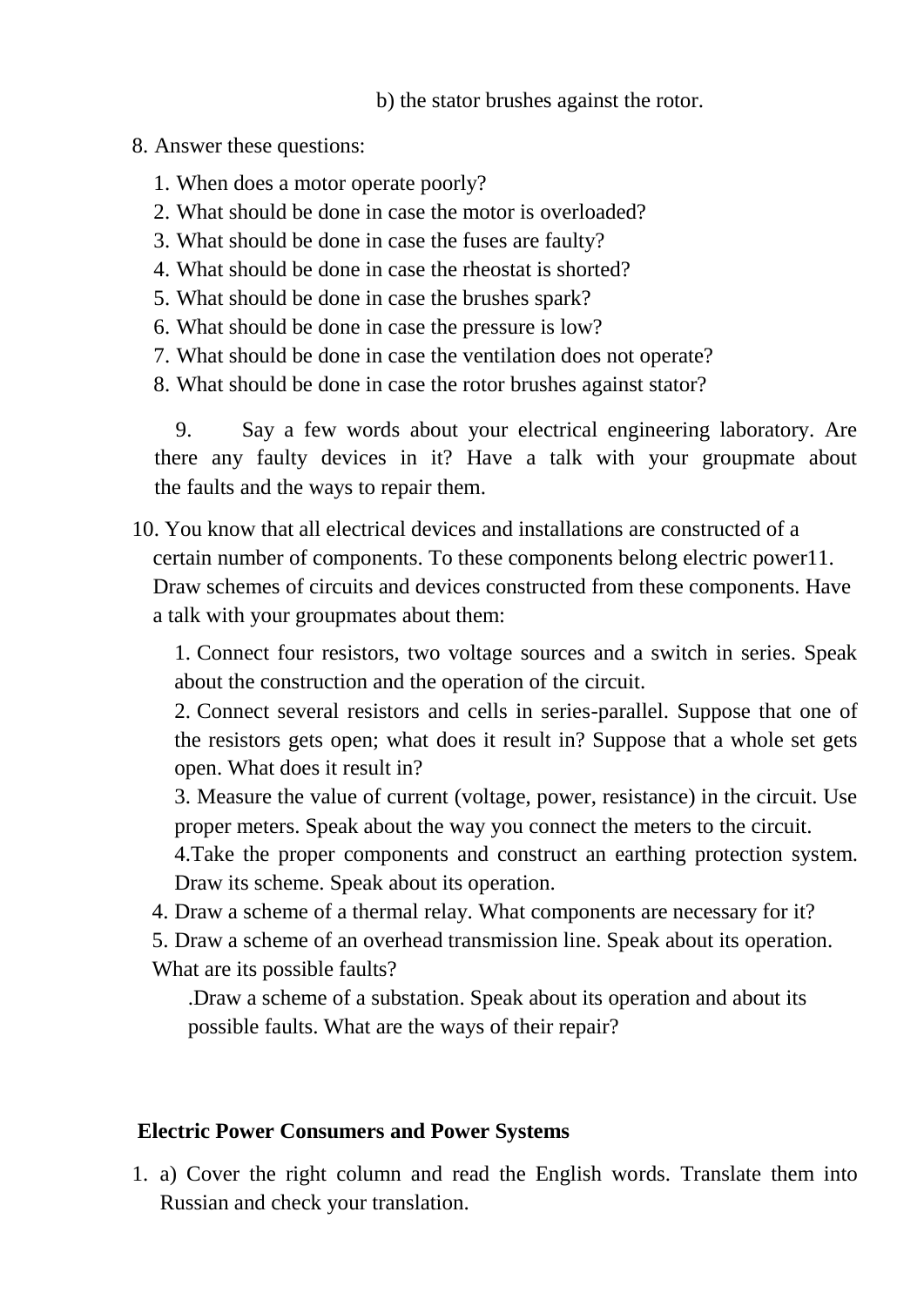b) the stator brushes against the rotor.

8. Answer these questions:

   1. When does a motor operate poorly?
   2. What should be done in case the motor is overloaded?
   3. What should be done in case the fuses are faulty?
   4. What should be done in case the rheostat is shorted?
   5. What should be done in case the brushes spark?
   6. What should be done in case the pressure is low?
   7. What should be done in case the ventilation does not operate?
   8. What should be done in case the rotor brushes against stator?

9. Say a few words about your electrical engineering laboratory. Are there any faulty devices in it? Have a talk with your groupmate about the faults and the ways to repair them.

10. You know that all electrical devices and installations are constructed of a certain number of components. To these components belong electric power11. Draw schemes of circuits and devices constructed from these components. Have a talk with your groupmates about them:

    1. Connect four resistors, two voltage sources and a switch in series. Speak about the construction and the operation of the circuit.
    2. Connect several resistors and cells in series-parallel. Suppose that one of the resistors gets open; what does it result in? Suppose that a whole set gets open. What does it result in?
    3. Measure the value of current (voltage, power, resistance) in the circuit. Use proper meters. Speak about the way you connect the meters to the circuit.
    4.Take the proper components and construct an earthing protection system. Draw its scheme. Speak about its operation.

    4. Draw a scheme of a thermal relay. What components are necessary for it?
    5. Draw a scheme of an overhead transmission line. Speak about its operation. What are its possible faults?

    .Draw a scheme of a substation. Speak about its operation and about its possible faults. What are the ways of their repair?

**Electric Power Consumers and Power Systems**

1. a) Cover the right column and read the English words. Translate them into Russian and check your translation.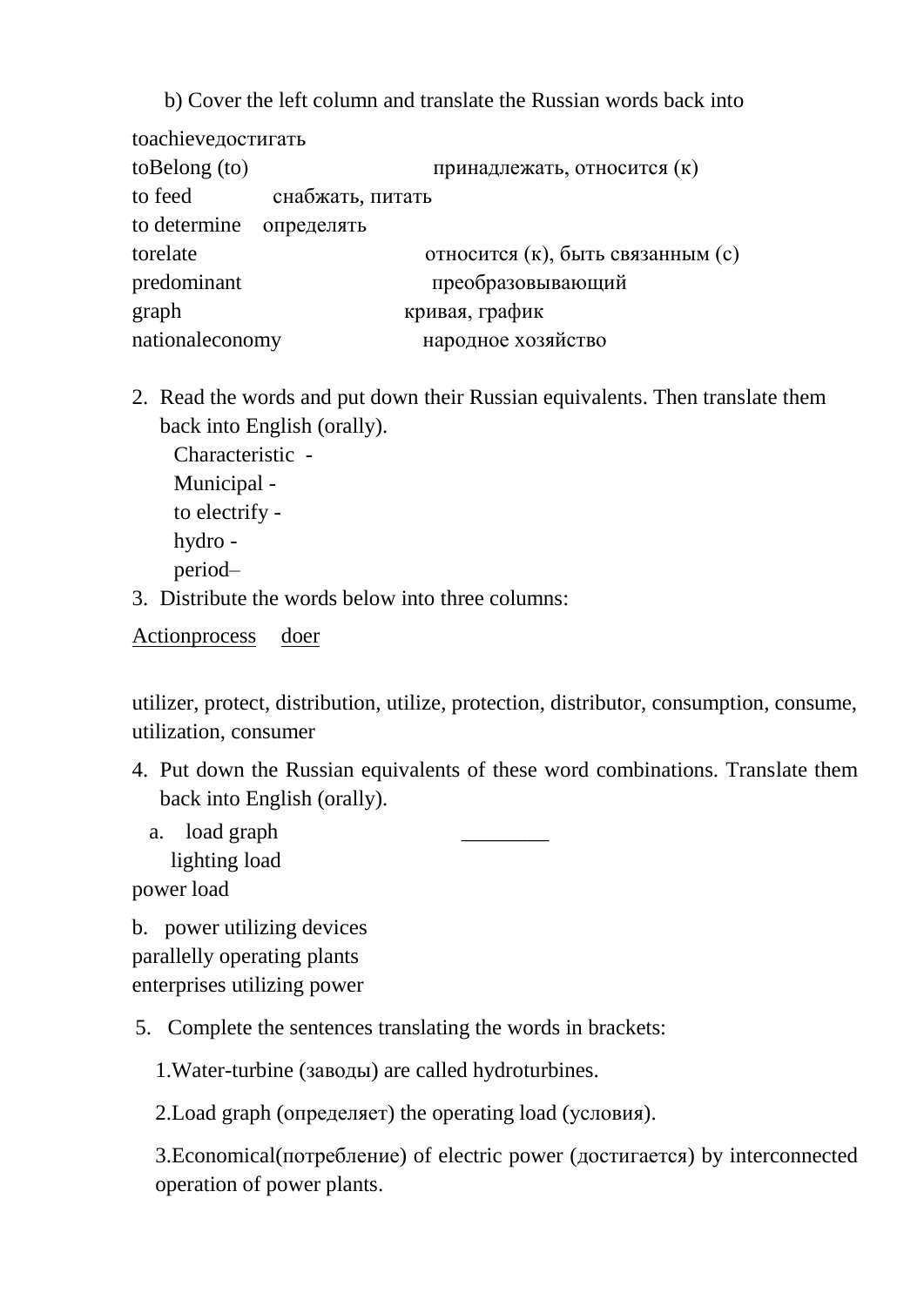b) Cover the left column and translate the Russian words back into

toachieveдостигать
toBelong (to) принадлежать, относится (к)
to feed снабжать, питать
to determine определять
torelate относится (к), быть связанным (с)
predominant преобразовывающий
graph кривая, график
nationaleconomy народное хозяйство

2. Read the words and put down their Russian equivalents. Then translate them back into English (orally).
   Characteristic -
   Municipal -
   to electrify -
   hydro -
   period–
3. Distribute the words below into three columns:

Actionprocess doer

utilizer, protect, distribution, utilize, protection, distributor, consumption, consume, utilization, consumer

4. Put down the Russian equivalents of these word combinations. Translate them back into English (orally).
   a. load graph ________
   lighting load
   power load

   b. power utilizing devices
   parallelly operating plants
   enterprises utilizing power

5. Complete the sentences translating the words in brackets:

   1.Water-turbine (заводы) are called hydroturbines.

   2.Load graph (определяет) the operating load (условия).

   3.Economical(потребление) of electric power (достигается) by interconnected operation of power plants.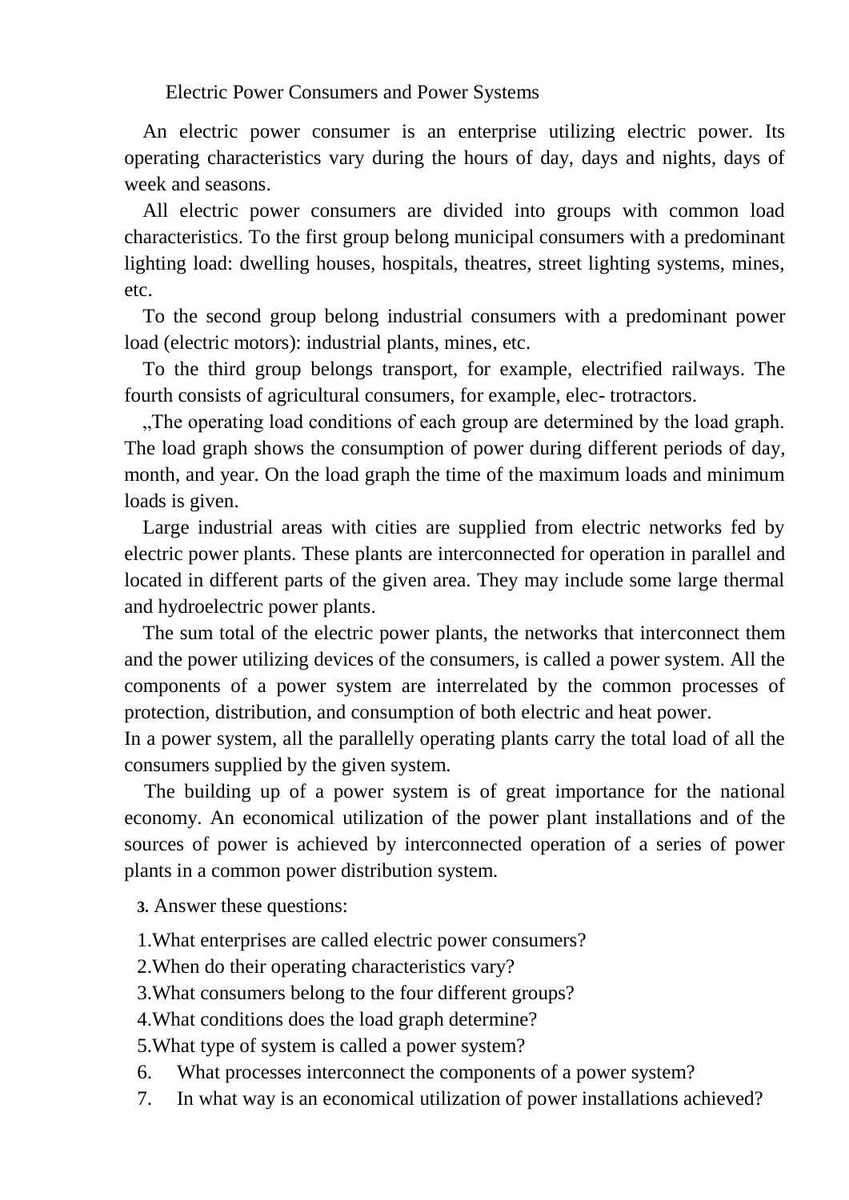## Electric Power Consumers and Power Systems

An electric power consumer is an enterprise utilizing electric power. Its operating characteristics vary during the hours of day, days and nights, days of week and seasons.

All electric power consumers are divided into groups with common load characteristics. To the first group belong municipal consumers with a predominant lighting load: dwelling houses, hospitals, theatres, street lighting systems, mines, etc.

To the second group belong industrial consumers with a predominant power load (electric motors): industrial plants, mines, etc.

To the third group belongs transport, for example, electrified railways. The fourth consists of agricultural consumers, for example, elec- trotractors.

„The operating load conditions of each group are determined by the load graph. The load graph shows the consumption of power during different periods of day, month, and year. On the load graph the time of the maximum loads and minimum loads is given.

Large industrial areas with cities are supplied from electric networks fed by electric power plants. These plants are interconnected for operation in parallel and located in different parts of the given area. They may include some large thermal and hydroelectric power plants.

The sum total of the electric power plants, the networks that interconnect them and the power utilizing devices of the consumers, is called a power system. All the components of a power system are interrelated by the common processes of protection, distribution, and consumption of both electric and heat power.

In a power system, all the parallelly operating plants carry the total load of all the consumers supplied by the given system.

The building up of a power system is of great importance for the national economy. An economical utilization of the power plant installations and of the sources of power is achieved by interconnected operation of a series of power plants in a common power distribution system.

**3.** Answer these questions:

1. What enterprises are called electric power consumers?
2. When do their operating characteristics vary?
3. What consumers belong to the four different groups?
4. What conditions does the load graph determine?
5. What type of system is called a power system?
6. What processes interconnect the components of a power system?
7. In what way is an economical utilization of power installations achieved?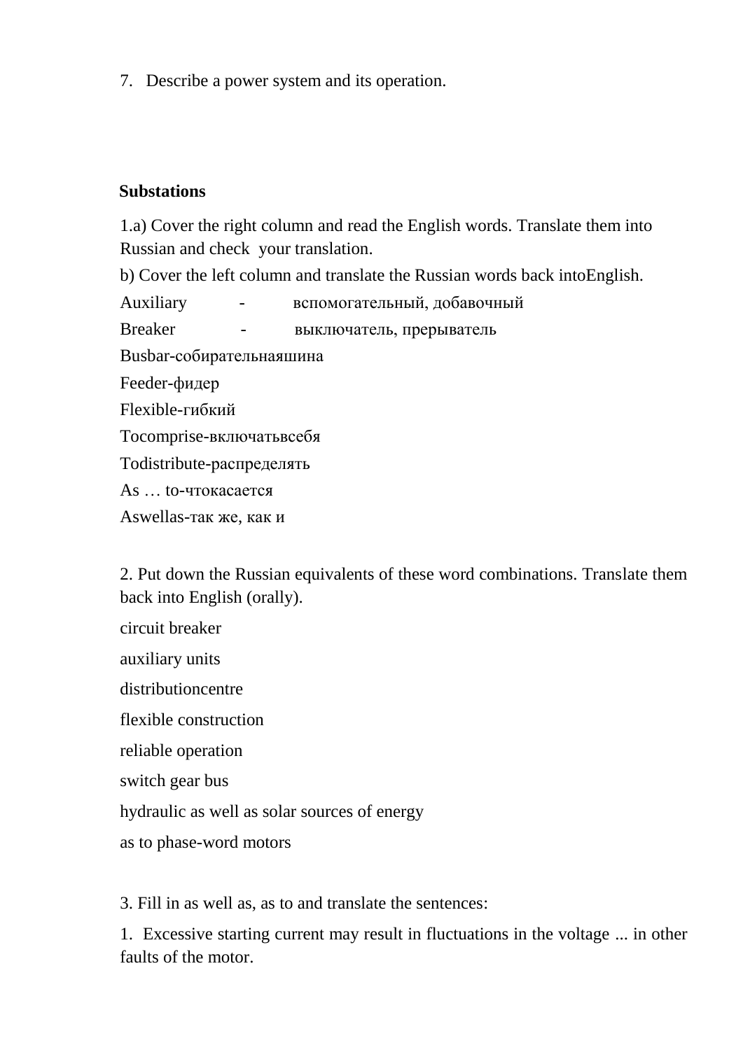7. Describe a power system and its operation.

## Substations

1.a) Cover the right column and read the English words. Translate them into Russian and check your translation.

b) Cover the left column and translate the Russian words back intoEnglish.

Auxiliary - вспомогательный, добавочный

Breaker - выключатель, прерыватель

Busbar-собирательнаяшина

Feeder-фидер

Flexible-гибкий

Tocomprise-включатьвсебя

Todistribute-распределять

As … to-чтокасается

Aswellas-так же, как и

2. Put down the Russian equivalents of these word combinations. Translate them back into English (orally).

circuit breaker

auxiliary units

distributioncentre

flexible construction

reliable operation

switch gear bus

hydraulic as well as solar sources of energy

as to phase-word motors

3. Fill in as well as, as to and translate the sentences:

1. Excessive starting current may result in fluctuations in the voltage ... in other faults of the motor.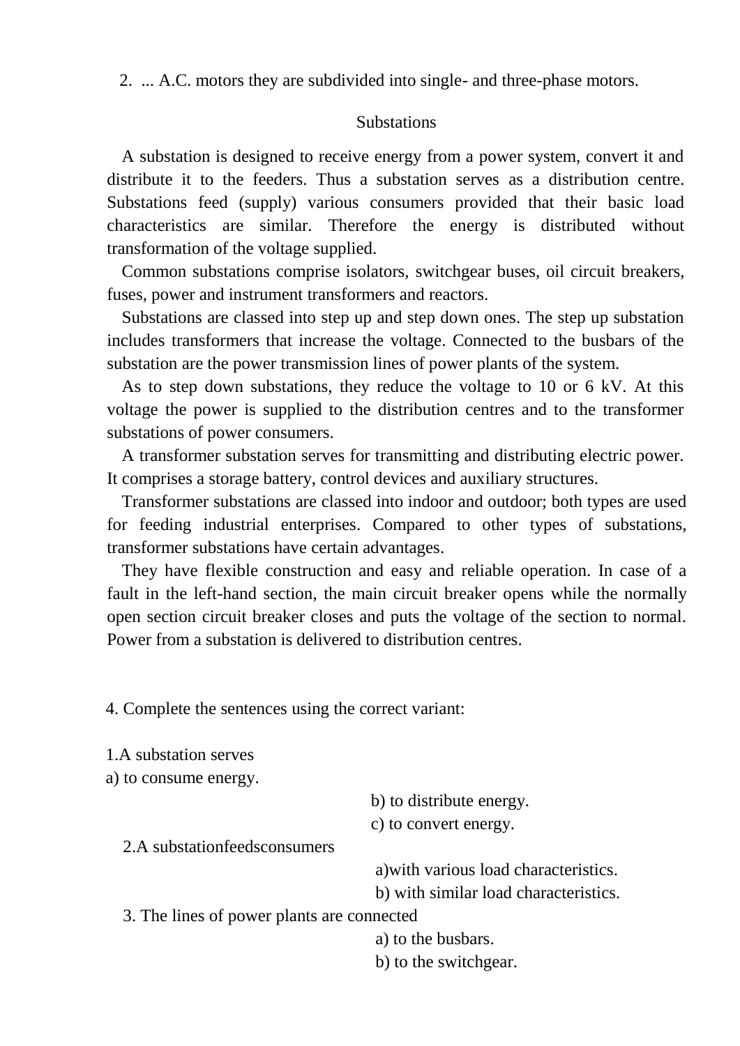2. ... A.C. motors they are subdivided into single- and three-phase motors.

## Substations

A substation is designed to receive energy from a power system, convert it and distribute it to the feeders. Thus a substation serves as a distribution centre. Substations feed (supply) various consumers provided that their basic load characteristics are similar. Therefore the energy is distributed without transformation of the voltage supplied.

Common substations comprise isolators, switchgear buses, oil circuit breakers, fuses, power and instrument transformers and reactors.

Substations are classed into step up and step down ones. The step up substation includes transformers that increase the voltage. Connected to the busbars of the substation are the power transmission lines of power plants of the system.

As to step down substations, they reduce the voltage to 10 or 6 kV. At this voltage the power is supplied to the distribution centres and to the transformer substations of power consumers.

A transformer substation serves for transmitting and distributing electric power. It comprises a storage battery, control devices and auxiliary structures.

Transformer substations are classed into indoor and outdoor; both types are used for feeding industrial enterprises. Compared to other types of substations, transformer substations have certain advantages.

They have flexible construction and easy and reliable operation. In case of a fault in the left-hand section, the main circuit breaker opens while the normally open section circuit breaker closes and puts the voltage of the section to normal. Power from a substation is delivered to distribution centres.

4. Complete the sentences using the correct variant:

1. A substation serves
   a) to consume energy.
   b) to distribute energy.
   c) to convert energy.
2. A substationfeedsconsumers
   a)with various load characteristics.
   b) with similar load characteristics.
3. The lines of power plants are connected
   a) to the busbars.
   b) to the switchgear.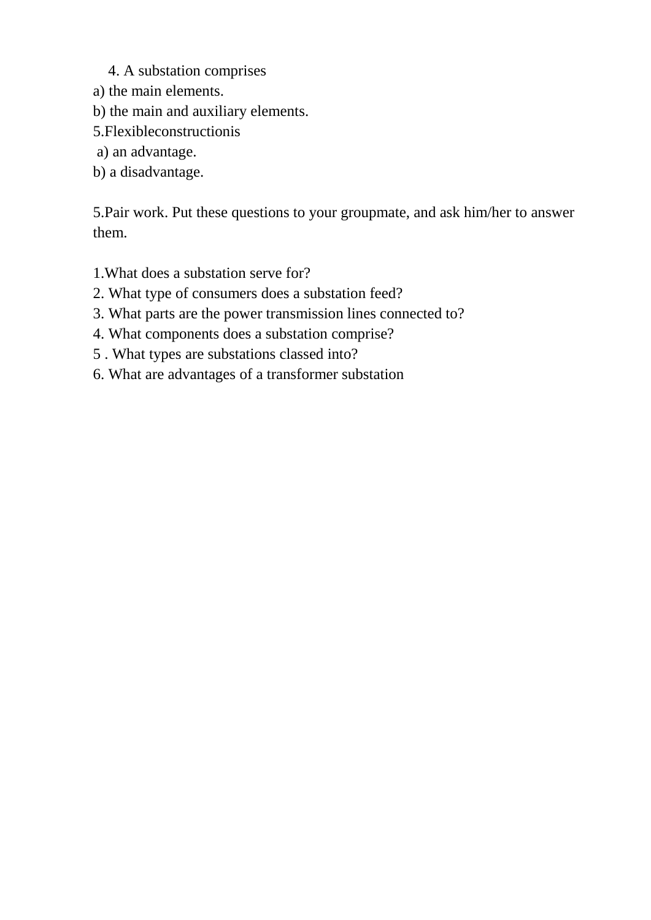4. A substation comprises

a) the main elements.

b) the main and auxiliary elements.

5.Flexibleconstructionis

a) an advantage.

b) a disadvantage.

5.Pair work. Put these questions to your groupmate, and ask him/her to answer them.

1.What does a substation serve for?

2. What type of consumers does a substation feed?

3. What parts are the power transmission lines connected to?

4. What components does a substation comprise?

5 . What types are substations classed into?

6. What are advantages of a transformer substation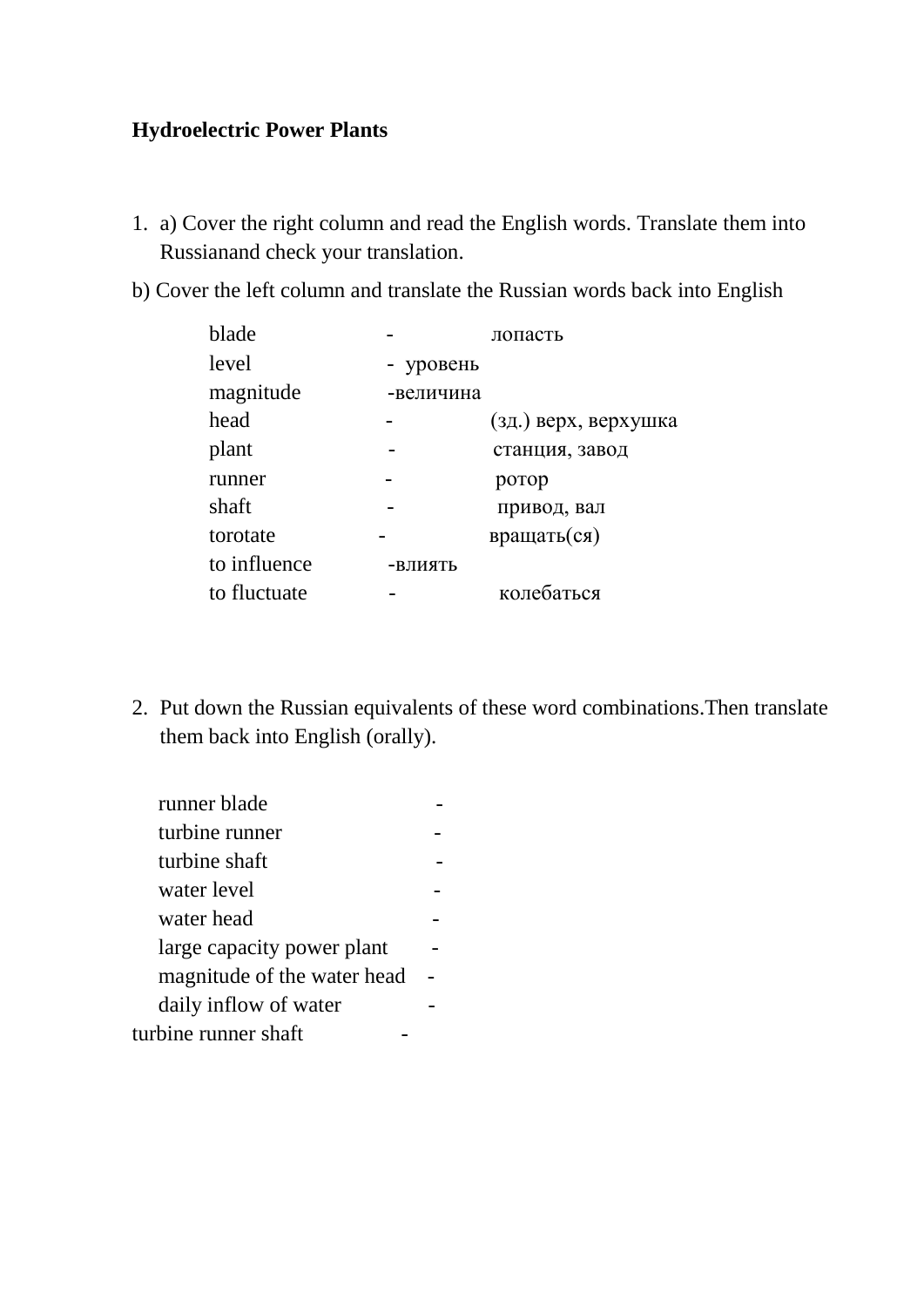**Hydroelectric Power Plants**

1. a) Cover the right column and read the English words. Translate them into Russianand check your translation.

b) Cover the left column and translate the Russian words back into English

blade - лопасть
level - уровень
magnitude -величина
head - (зд.) верх, верхушка
plant - станция, завод
runner - ротор
shaft - привод, вал
torotate - вращать(ся)
to influence -влиять
to fluctuate - колебаться

2. Put down the Russian equivalents of these word combinations.Then translate them back into English (orally).

runner blade -
turbine runner -
turbine shaft -
water level -
water head -
large capacity power plant -
magnitude of the water head -
daily inflow of water -
turbine runner shaft -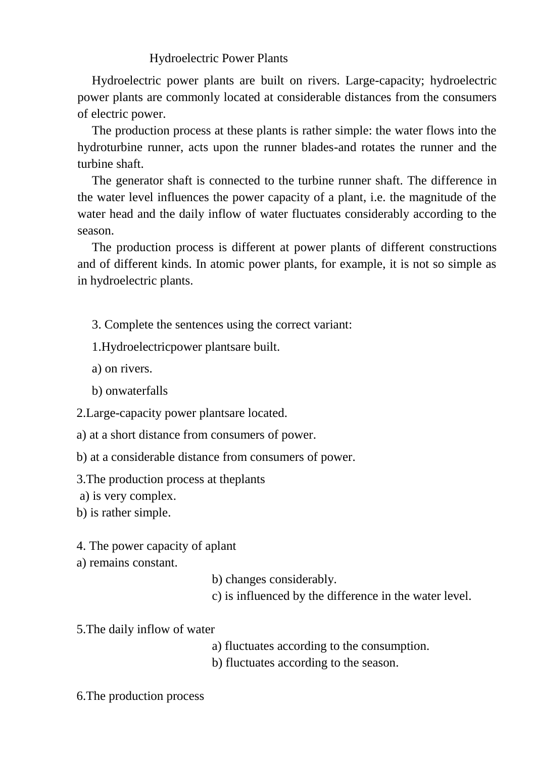## Hydroelectric Power Plants

Hydroelectric power plants are built on rivers. Large-capacity; hydroelectric power plants are commonly located at considerable distances from the consumers of electric power.

The production process at these plants is rather simple: the water flows into the hydroturbine runner, acts upon the runner blades-and rotates the runner and the turbine shaft.

The generator shaft is connected to the turbine runner shaft. The difference in the water level influences the power capacity of a plant, i.e. the magnitude of the water head and the daily inflow of water fluctuates considerably according to the season.

The production process is different at power plants of different constructions and of different kinds. In atomic power plants, for example, it is not so simple as in hydroelectric plants.

3. Complete the sentences using the correct variant:

1.Hydroelectricpower plantsare built.

a) on rivers.

b) onwaterfalls

2.Large-capacity power plantsare located.

a) at a short distance from consumers of power.

b) at a considerable distance from consumers of power.

3.The production process at theplants

a) is very complex.

b) is rather simple.

4. The power capacity of aplant

a) remains constant.

b) changes considerably.

c) is influenced by the difference in the water level.

5.The daily inflow of water

a) fluctuates according to the consumption.

b) fluctuates according to the season.

6.The production process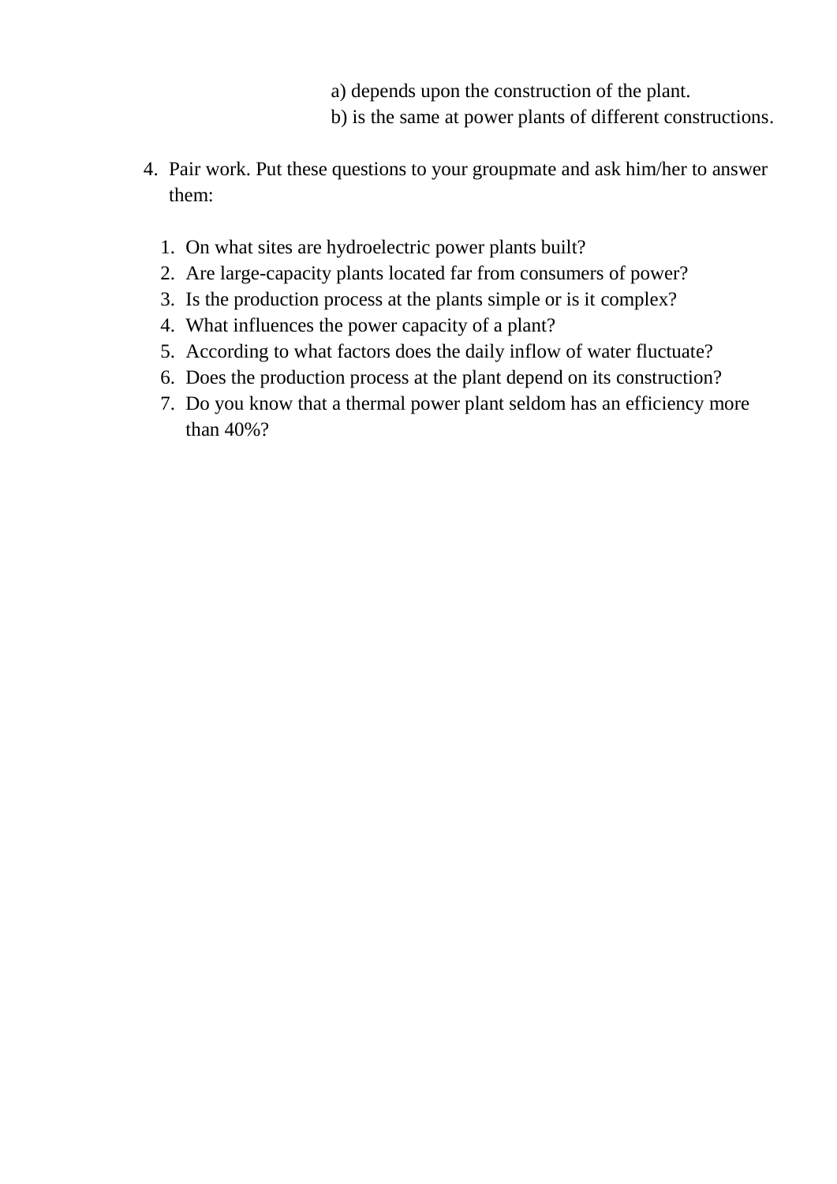a) depends upon the construction of the plant.
b) is the same at power plants of different constructions.

4. Pair work. Put these questions to your groupmate and ask him/her to answer them:

1. On what sites are hydroelectric power plants built?
2. Are large-capacity plants located far from consumers of power?
3. Is the production process at the plants simple or is it complex?
4. What influences the power capacity of a plant?
5. According to what factors does the daily inflow of water fluctuate?
6. Does the production process at the plant depend on its construction?
7. Do you know that a thermal power plant seldom has an efficiency more than 40%?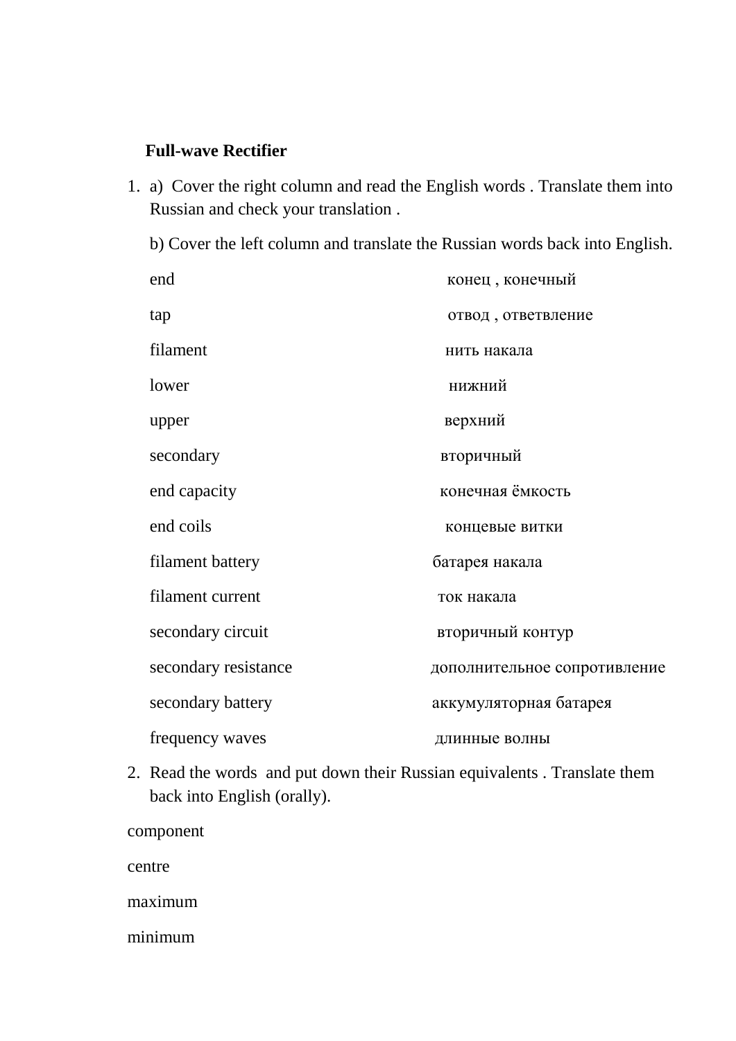**Full-wave Rectifier**

1. a) Cover the right column and read the English words . Translate them into Russian and check your translation .

   b) Cover the left column and translate the Russian words back into English.

| | |
|---|---|
| end | конец , конечный |
| tap | отвод , ответвление |
| filament | нить накала |
| lower | нижний |
| upper | верхний |
| secondary | вторичный |
| end capacity | конечная ёмкость |
| end coils | концевые витки |
| filament battery | батарея накала |
| filament current | ток накала |
| secondary circuit | вторичный контур |
| secondary resistance | дополнительное сопротивление |
| secondary battery | аккумуляторная батарея |
| frequency waves | длинные волны |

2. Read the words and put down their Russian equivalents . Translate them back into English (orally).

component

centre

maximum

minimum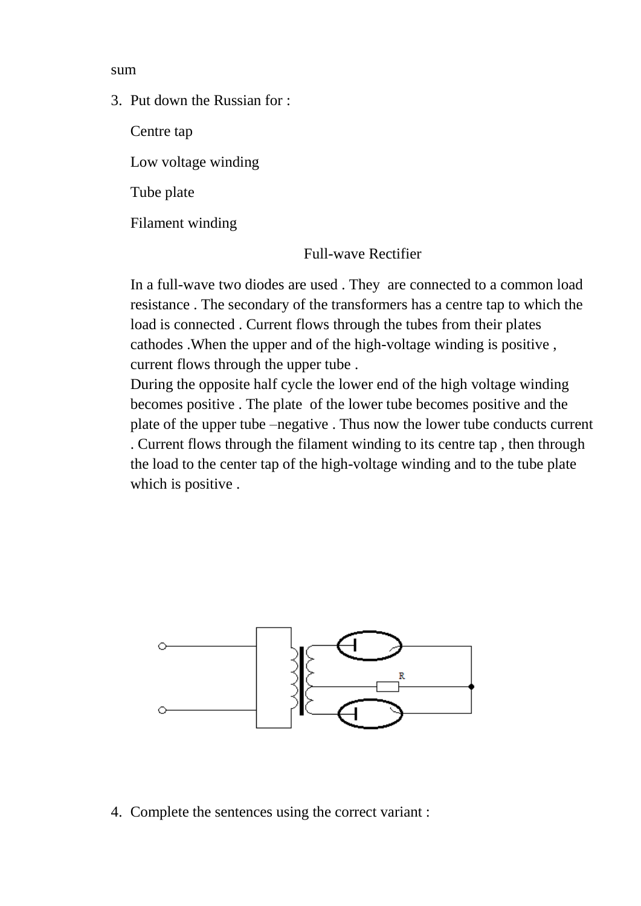sum

3. Put down the Russian for :

   Centre tap

   Low voltage winding

   Tube plate

   Filament winding

## Full-wave Rectifier

In a full-wave two diodes are used . They  are connected to a common load resistance . The secondary of the transformers has a centre tap to which the load is connected . Current flows through the tubes from their plates cathodes .When the upper and of the high-voltage winding is positive , current flows through the upper tube .
During the opposite half cycle the lower end of the high voltage winding becomes positive . The plate  of the lower tube becomes positive and the plate of the upper tube –negative . Thus now the lower tube conducts current . Current flows through the filament winding to its centre tap , then through the load to the center tap of the high-voltage winding and to the tube plate which is positive .

4. Complete the sentences using the correct variant :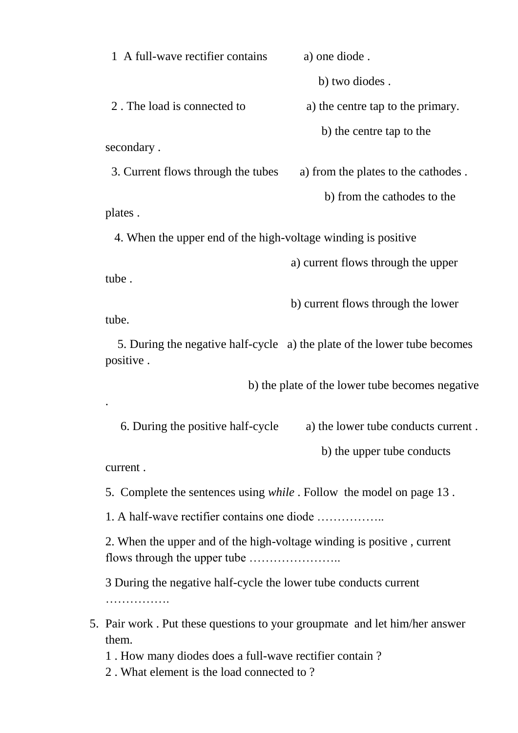1 A full-wave rectifier contains  a) one diode .

b) two diodes .

2 . The load is connected to  a) the centre tap to the primary.

b) the centre tap to the secondary .

3. Current flows through the tubes  a) from the plates to the cathodes .

b) from the cathodes to the plates .

4. When the upper end of the high-voltage winding is positive

a) current flows through the upper tube .

b) current flows through the lower tube.

5. During the negative half-cycle  a) the plate of the lower tube becomes positive .

b) the plate of the lower tube becomes negative .

6. During the positive half-cycle  a) the lower tube conducts current .

b) the upper tube conducts current .

5. Complete the sentences using *while* . Follow the model on page 13 .

1. A half-wave rectifier contains one diode ……………..

2. When the upper and of the high-voltage winding is positive , current flows through the upper tube …………………..

3 During the negative half-cycle the lower tube conducts current …………….

5. Pair work . Put these questions to your groupmate and let him/her answer them.
   1 . How many diodes does a full-wave rectifier contain ?
   2 . What element is the load connected to ?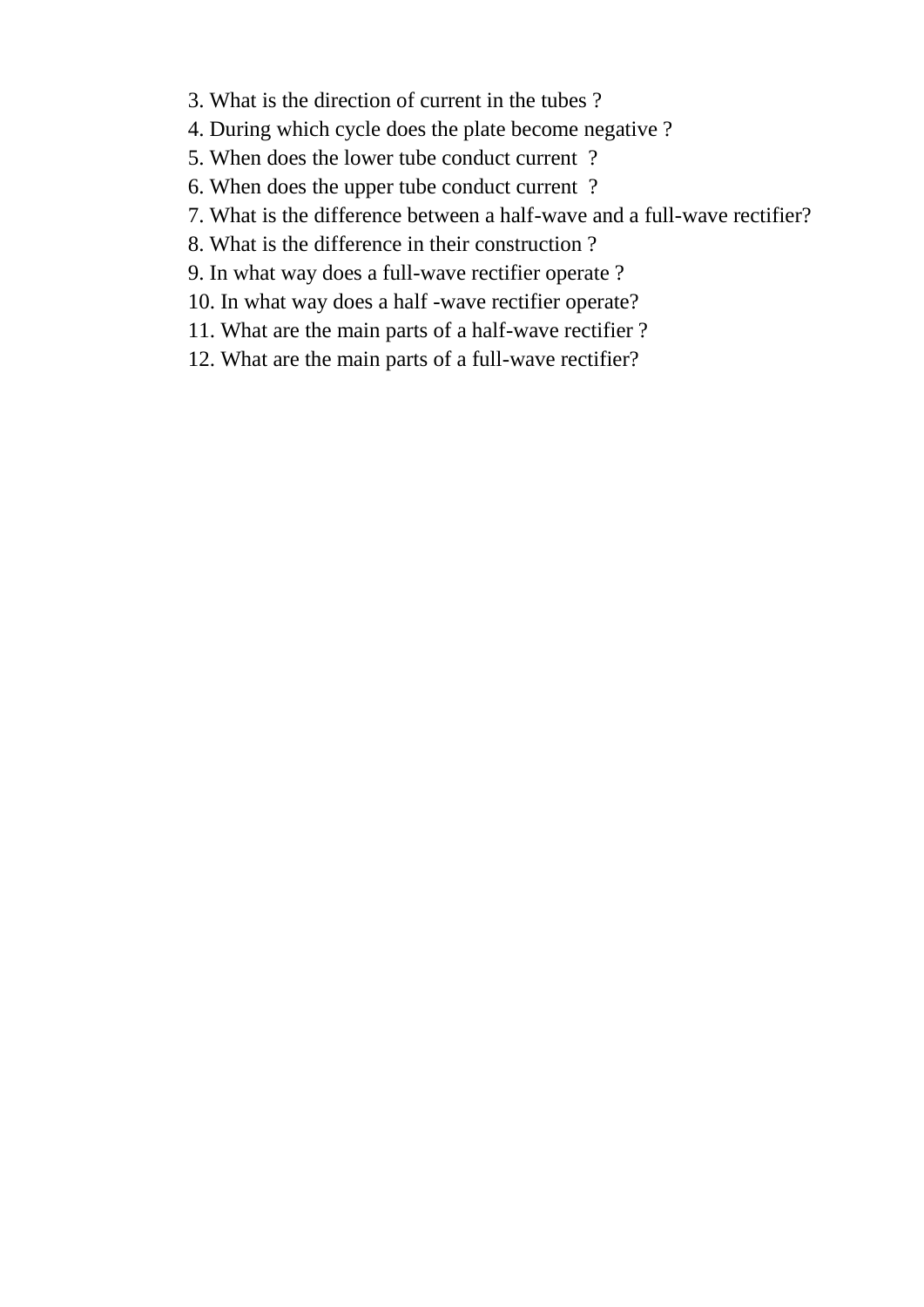3. What is the direction of current in the tubes ?
4. During which cycle does the plate become negative ?
5. When does the lower tube conduct current ?
6. When does the upper tube conduct current ?
7. What is the difference between a half-wave and a full-wave rectifier?
8. What is the difference in their construction ?
9. In what way does a full-wave rectifier operate ?
10. In what way does a half -wave rectifier operate?
11. What are the main parts of a half-wave rectifier ?
12. What are the main parts of a full-wave rectifier?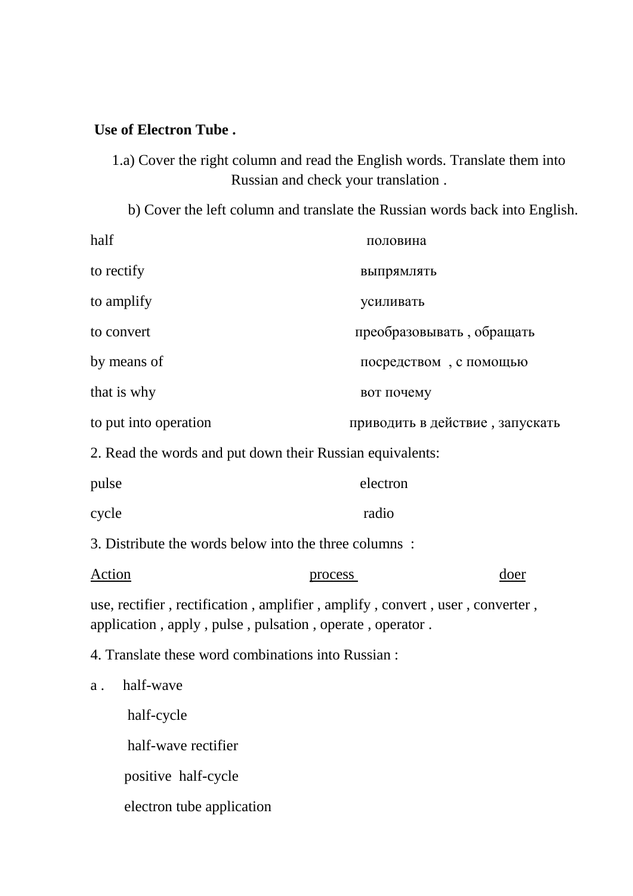**Use of Electron Tube .**

1.a) Cover the right column and read the English words. Translate them into Russian and check your translation .

b) Cover the left column and translate the Russian words back into English.

| | |
|---|---|
| half | половина |
| to rectify | выпрямлять |
| to amplify | усиливать |
| to convert | преобразовывать , обращать |
| by means of | посредством , с помощью |
| that is why | вот почему |
| to put into operation | приводить в действие , запускать |

2. Read the words and put down their Russian equivalents:

| | |
|---|---|
| pulse | electron |
| cycle | radio |

3. Distribute the words below into the three columns :

| <u>Action</u> | <u>process</u> | <u>doer</u> |
|---|---|---|

use, rectifier , rectification , amplifier , amplify , convert , user , converter , application , apply , pulse , pulsation , operate , operator .

4. Translate these word combinations into Russian :

a . half-wave

half-cycle

half-wave rectifier

positive half-cycle

electron tube application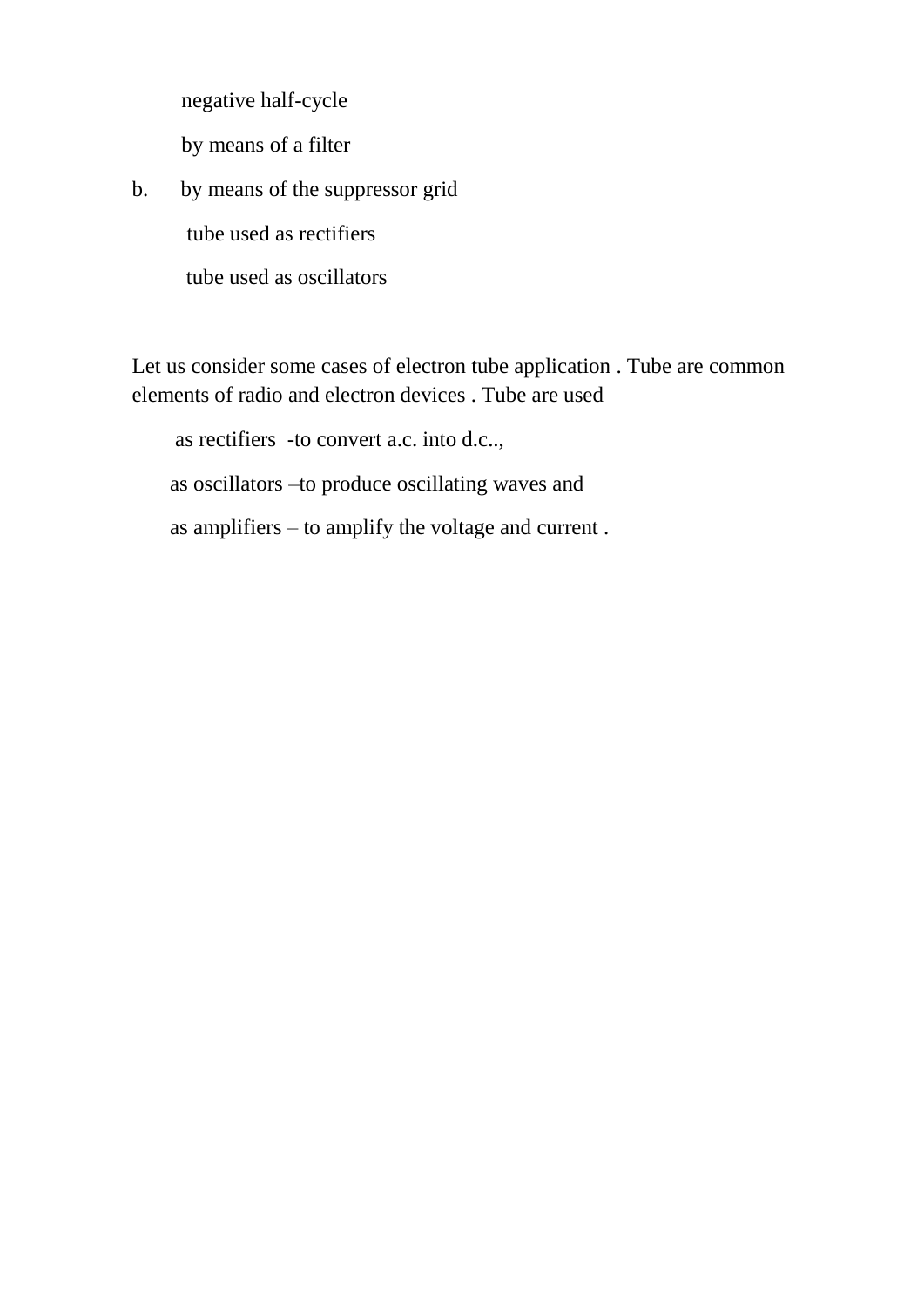negative half-cycle

by means of a filter

b. by means of the suppressor grid

tube used as rectifiers

tube used as oscillators

Let us consider some cases of electron tube application . Tube are common elements of radio and electron devices . Tube are used

as rectifiers -to convert a.c. into d.c..,

as oscillators –to produce oscillating waves and

as amplifiers – to amplify the voltage and current .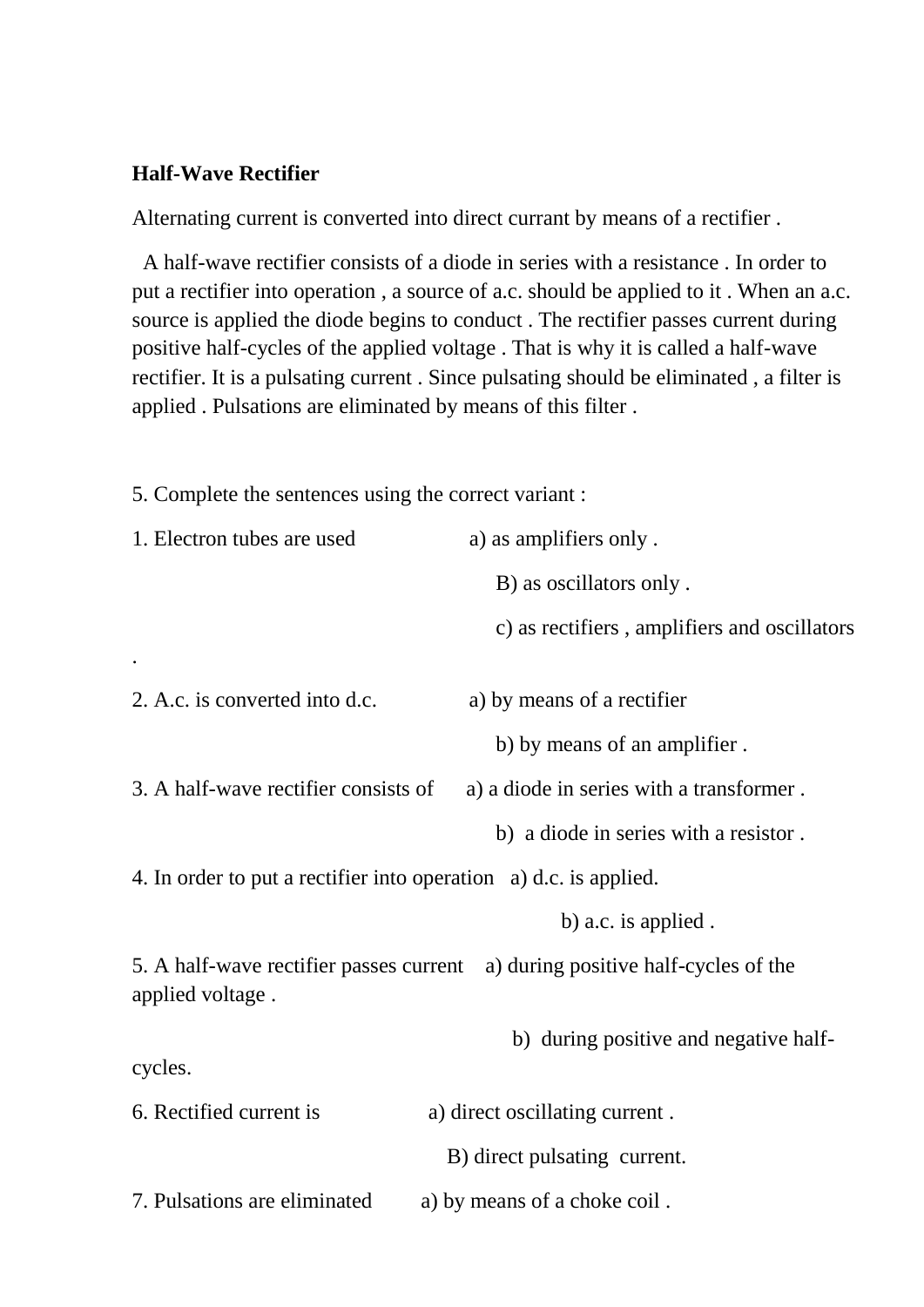**Half-Wave Rectifier**

Alternating current is converted into direct currant by means of a rectifier .

A half-wave rectifier consists of a diode in series with a resistance . In order to put a rectifier into operation , a source of a.c. should be applied to it . When an a.c. source is applied the diode begins to conduct . The rectifier passes current during positive half-cycles of the applied voltage . That is why it is called a half-wave rectifier. It is a pulsating current . Since pulsating should be eliminated , a filter is applied . Pulsations are eliminated by means of this filter .

5. Complete the sentences using the correct variant :

1. Electron tubes are used
   a) as amplifiers only .
   B) as oscillators only .
   c) as rectifiers , amplifiers and oscillators .

2. A.c. is converted into d.c.
   a) by means of a rectifier
   b) by means of an amplifier .

3. A half-wave rectifier consists of
   a) a diode in series with a transformer .
   b) a diode in series with a resistor .

4. In order to put a rectifier into operation
   a) d.c. is applied.
   b) a.c. is applied .

5. A half-wave rectifier passes current
   a) during positive half-cycles of the applied voltage .
   b) during positive and negative half-cycles.

6. Rectified current is
   a) direct oscillating current .
   B) direct pulsating current.

7. Pulsations are eliminated
   a) by means of a choke coil .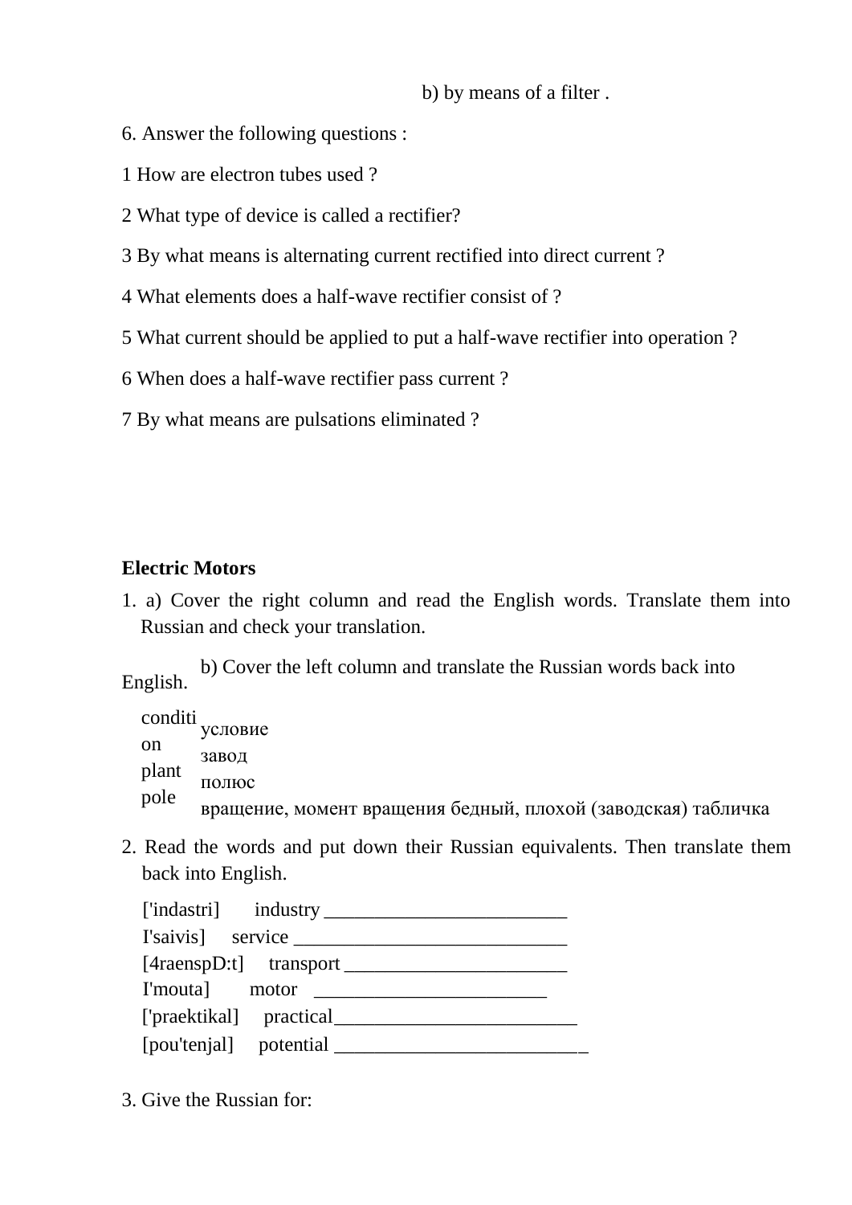b) by means of a filter .

6. Answer the following questions :

1 How are electron tubes used ?

2 What type of device is called a rectifier?

3 By what means is alternating current rectified into direct current ?

4 What elements does a half-wave rectifier consist of ?

5 What current should be applied to put a half-wave rectifier into operation ?

6 When does a half-wave rectifier pass current ?

7 By what means are pulsations eliminated ?

**Electric Motors**

1. a) Cover the right column and read the English words. Translate them into Russian and check your translation.

   b) Cover the left column and translate the Russian words back into English.

| | |
|---|---|
| condition | условие |
| plant | завод |
| pole | полюс |
| | вращение, момент вращения бедный, плохой (заводская) табличка |

2. Read the words and put down their Russian equivalents. Then translate them back into English.

   ['indastri] industry ________________________

   I'saivis] service ___________________________

   [4raenspD:t] transport ______________________

   I'mouta] motor _______________________

   ['praektikal] practical________________________

   [pou'tenjal] potential _________________________

3. Give the Russian for: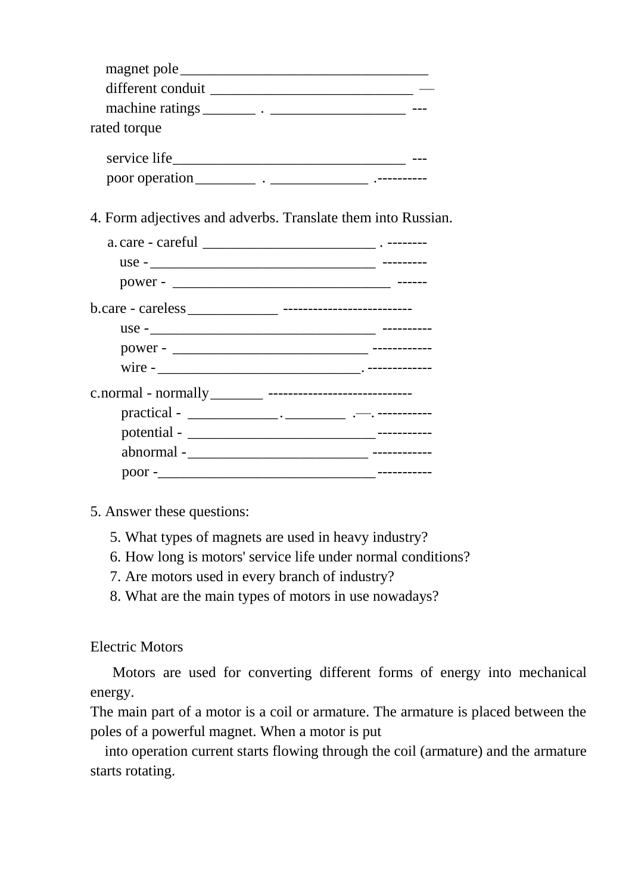magnet pole___________________________________
different conduit ____________________________ —
machine ratings_______ . __________________ ---
rated torque

service life________________________________ ---
poor operation________ . _____________ .----------

4. Form adjectives and adverbs. Translate them into Russian.

a. care - careful ________________________ . --------
   use -________________________________ ---------
   power - _______________________________ ------

b. care - careless____________ -------------------------
   use -________________________________ ----------
   power - ___________________________ ------------
   wire -____________________________. -------------

c. normal - normally_______ -----------------------------
   practical - ____________. ________ .—. -----------
   potential - __________________________-----------
   abnormal -________________________ ------------
   poor -______________________________-----------

5. Answer these questions:

5. What types of magnets are used in heavy industry?
6. How long is motors' service life under normal conditions?
7. Are motors used in every branch of industry?
8. What are the main types of motors in use nowadays?

Electric Motors

Motors are used for converting different forms of energy into mechanical energy.
The main part of a motor is a coil or armature. The armature is placed between the poles of a powerful magnet. When a motor is put into operation current starts flowing through the coil (armature) and the armature starts rotating.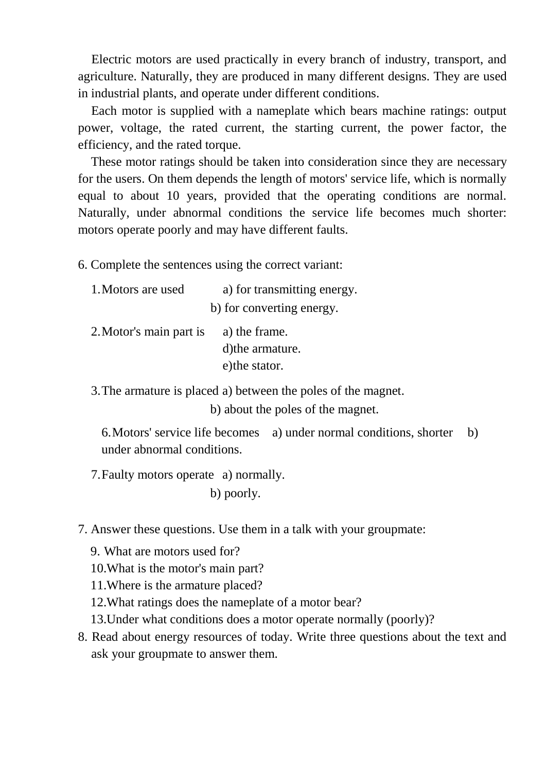Electric motors are used practically in every branch of industry, transport, and agriculture. Naturally, they are produced in many different designs. They are used in industrial plants, and operate under different conditions.

Each motor is supplied with a nameplate which bears machine ratings: output power, voltage, the rated current, the starting current, the power factor, the efficiency, and the rated torque.

These motor ratings should be taken into consideration since they are necessary for the users. On them depends the length of motors' service life, which is normally equal to about 10 years, provided that the operating conditions are normal. Naturally, under abnormal conditions the service life becomes much shorter: motors operate poorly and may have different faults.

6. Complete the sentences using the correct variant:

1. Motors are used a) for transmitting energy.
   b) for converting energy.

2. Motor's main part is a) the frame.
   d)the armature.
   e)the stator.

3. The armature is placed a) between the poles of the magnet.
   b) about the poles of the magnet.

6. Motors' service life becomes a) under normal conditions, shorter b) under abnormal conditions.

7. Faulty motors operate a) normally.
   b) poorly.

7. Answer these questions. Use them in a talk with your groupmate:

9. What are motors used for?
10. What is the motor's main part?
11. Where is the armature placed?
12. What ratings does the nameplate of a motor bear?
13. Under what conditions does a motor operate normally (poorly)?

8. Read about energy resources of today. Write three questions about the text and ask your groupmate to answer them.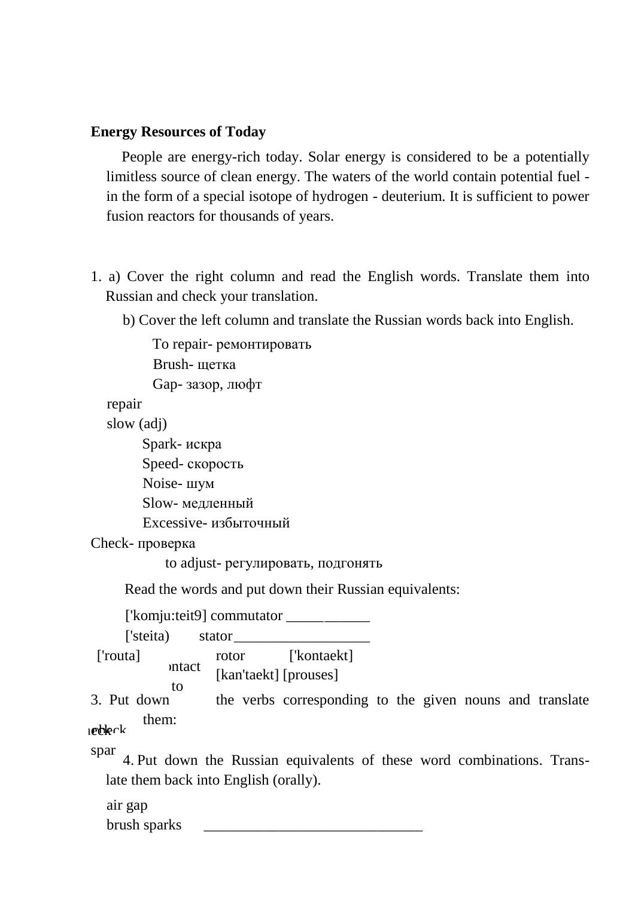**Energy Resources of Today**

People are energy-rich today. Solar energy is considered to be a potentially limitless source of clean energy. The waters of the world contain potential fuel - in the form of a special isotope of hydrogen - deuterium. It is sufficient to power fusion reactors for thousands of years.

1. a) Cover the right column and read the English words. Translate them into Russian and check your translation.

   b) Cover the left column and translate the Russian words back into English.

To repair- ремонтировать
Brush- щетка
Gap- зазор, люфт
repair
slow (adj)
Spark- искра
Speed- скорость
Noise- шум
Slow- медленный
Excessive- избыточный
Check- проверка
to adjust- регулировать, подгонять

Read the words and put down their Russian equivalents:

['komju:teit9] commutator ____________
['steita) stator__________________
['routa] rotor ['kontaekt]
ntact [kan'taekt] [prouses]
to

3. Put down the verbs corresponding to the given nouns and translate them:

check
spar

4. Put down the Russian equivalents of these word combinations. Translate them back into English (orally).

air gap
brush sparks ______________________________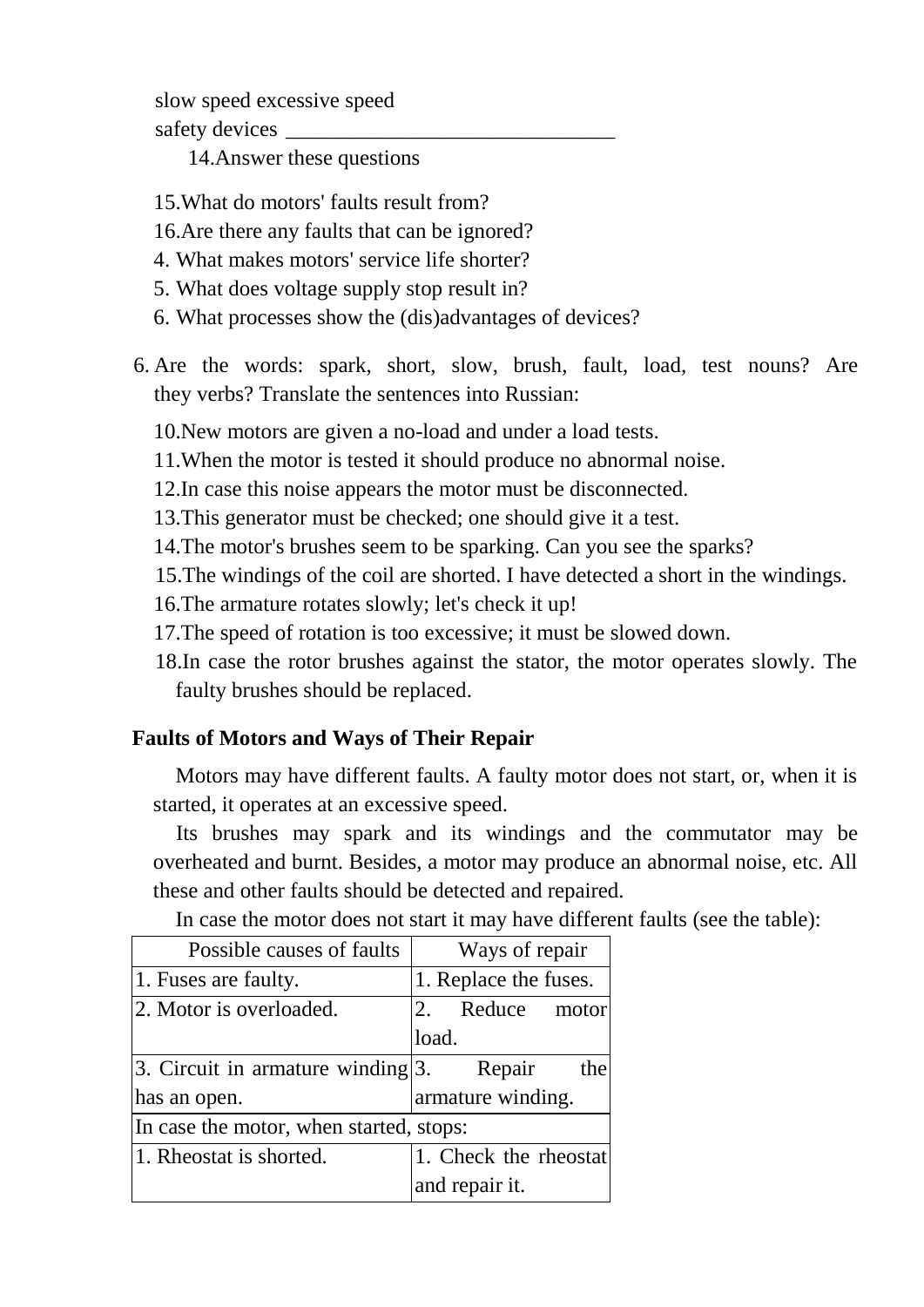slow speed excessive speed

safety devices ______________________________

14.Answer these questions

15.What do motors' faults result from?

16.Are there any faults that can be ignored?

4. What makes motors' service life shorter?

5. What does voltage supply stop result in?

6. What processes show the (dis)advantages of devices?

6. Are the words: spark, short, slow, brush, fault, load, test nouns? Are they verbs? Translate the sentences into Russian:

10.New motors are given a no-load and under a load tests.

11.When the motor is tested it should produce no abnormal noise.

12.In case this noise appears the motor must be disconnected.

13.This generator must be checked; one should give it a test.

14.The motor's brushes seem to be sparking. Can you see the sparks?

15.The windings of the coil are shorted. I have detected a short in the windings.

16.The armature rotates slowly; let's check it up!

17.The speed of rotation is too excessive; it must be slowed down.

18.In case the rotor brushes against the stator, the motor operates slowly. The faulty brushes should be replaced.

**Faults of Motors and Ways of Their Repair**

Motors may have different faults. A faulty motor does not start, or, when it is started, it operates at an excessive speed.

Its brushes may spark and its windings and the commutator may be overheated and burnt. Besides, a motor may produce an abnormal noise, etc. All these and other faults should be detected and repaired.

In case the motor does not start it may have different faults (see the table):

| Possible causes of faults | Ways of repair |
|---|---|
| 1. Fuses are faulty. | 1. Replace the fuses. |
| 2. Motor is overloaded. | 2. Reduce motor load. |
| 3. Circuit in armature winding has an open. | 3. Repair the armature winding. |
| In case the motor, when started, stops: | |
| 1. Rheostat is shorted. | 1. Check the rheostat and repair it. |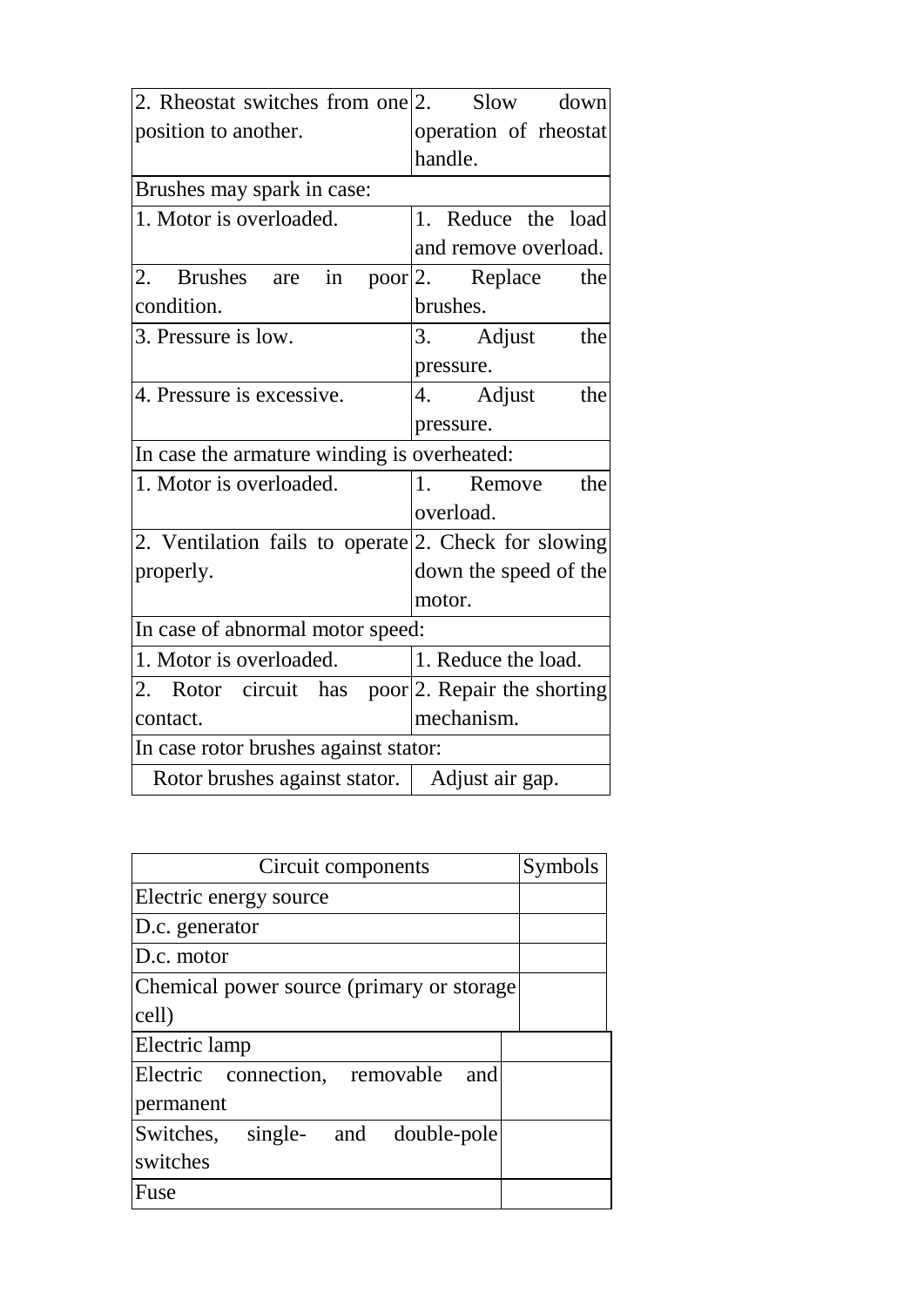| | |
|---|---|
| 2. Rheostat switches from one position to another. | 2. Slow down operation of rheostat handle. |
| Brushes may spark in case: | |
| 1. Motor is overloaded. | 1. Reduce the load and remove overload. |
| 2. Brushes are in poor condition. | 2. Replace the brushes. |
| 3. Pressure is low. | 3. Adjust the pressure. |
| 4. Pressure is excessive. | 4. Adjust the pressure. |
| In case the armature winding is overheated: | |
| 1. Motor is overloaded. | 1. Remove the overload. |
| 2. Ventilation fails to operate properly. | 2. Check for slowing down the speed of the motor. |
| In case of abnormal motor speed: | |
| 1. Motor is overloaded. | 1. Reduce the load. |
| 2. Rotor circuit has poor contact. | 2. Repair the shorting mechanism. |
| In case rotor brushes against stator: | |
| Rotor brushes against stator. | Adjust air gap. |

| Circuit components | Symbols |
|---|---|
| Electric energy source | |
| D.c. generator | |
| D.c. motor | |
| Chemical power source (primary or storage cell) | |
| Electric lamp | |
| Electric connection, removable and permanent | |
| Switches, single- and double-pole switches | |
| Fuse | |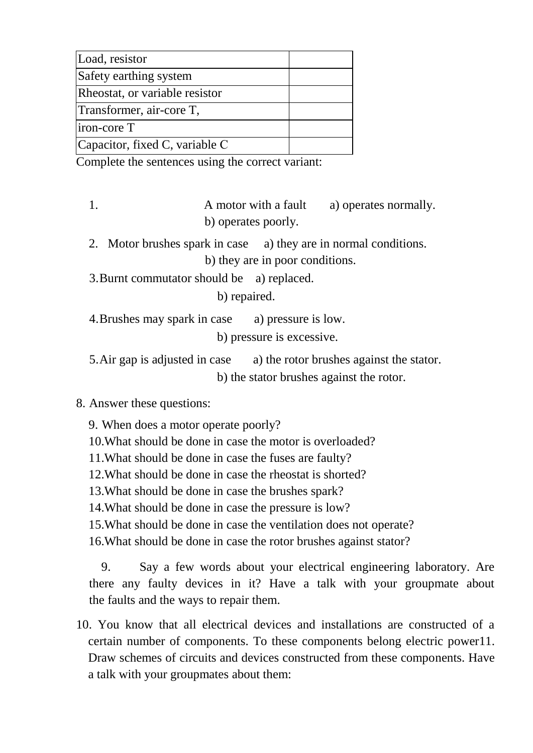| Load, resistor | |
| --- | --- |
| Safety earthing system | |
| Rheostat, or variable resistor | |
| Transformer, air-core T, | |
| iron-core T | |
| Capacitor, fixed C, variable C | |

Complete the sentences using the correct variant:

1. A motor with a fault a) operates normally.
   b) operates poorly.
2. Motor brushes spark in case a) they are in normal conditions.
   b) they are in poor conditions.
3. Burnt commutator should be a) replaced.
   b) repaired.
4. Brushes may spark in case a) pressure is low.
   b) pressure is excessive.
5. Air gap is adjusted in case a) the rotor brushes against the stator.
   b) the stator brushes against the rotor.

8. Answer these questions:

9. When does a motor operate poorly?
10. What should be done in case the motor is overloaded?
11. What should be done in case the fuses are faulty?
12. What should be done in case the rheostat is shorted?
13. What should be done in case the brushes spark?
14. What should be done in case the pressure is low?
15. What should be done in case the ventilation does not operate?
16. What should be done in case the rotor brushes against stator?

9. Say a few words about your electrical engineering laboratory. Are there any faulty devices in it? Have a talk with your groupmate about the faults and the ways to repair them.

10. You know that all electrical devices and installations are constructed of a certain number of components. To these components belong electric power11. Draw schemes of circuits and devices constructed from these components. Have a talk with your groupmates about them: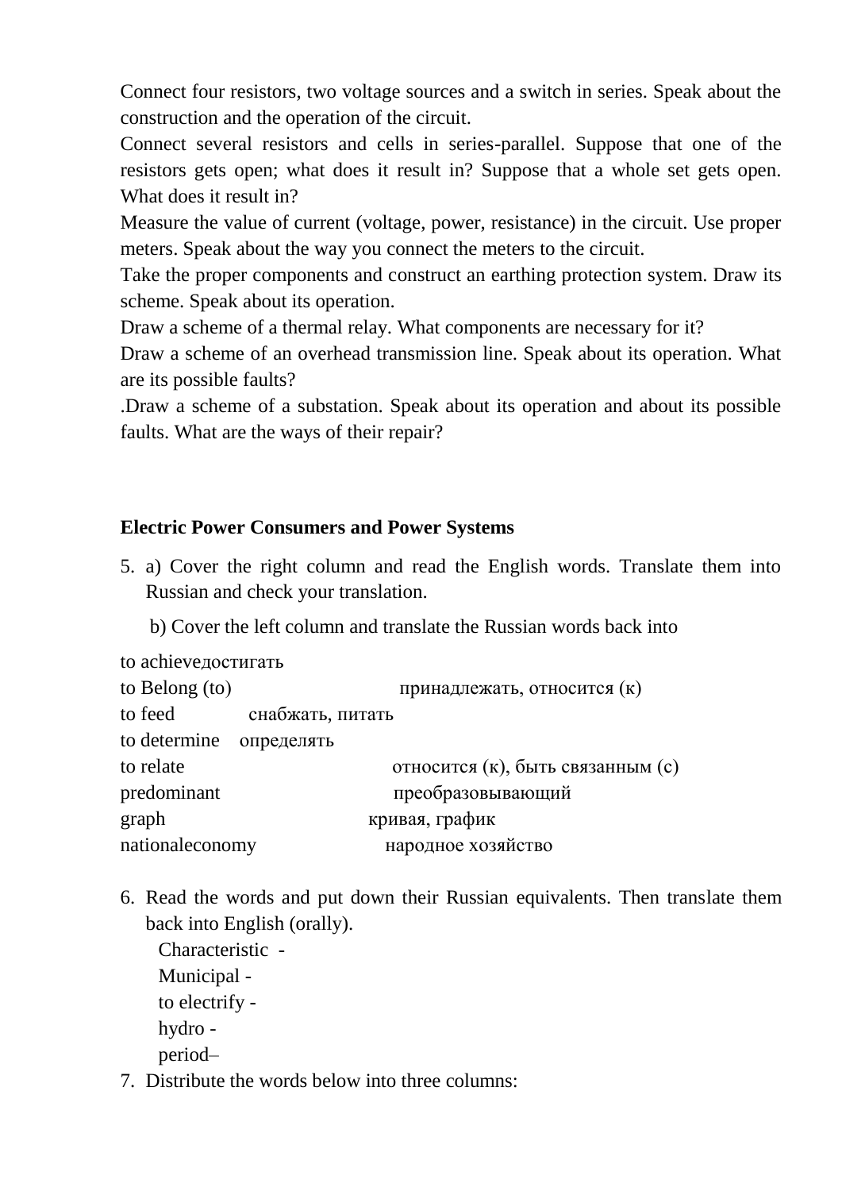Connect four resistors, two voltage sources and a switch in series. Speak about the construction and the operation of the circuit.

Connect several resistors and cells in series-parallel. Suppose that one of the resistors gets open; what does it result in? Suppose that a whole set gets open. What does it result in?

Measure the value of current (voltage, power, resistance) in the circuit. Use proper meters. Speak about the way you connect the meters to the circuit.

Take the proper components and construct an earthing protection system. Draw its scheme. Speak about its operation.

Draw a scheme of a thermal relay. What components are necessary for it?

Draw a scheme of an overhead transmission line. Speak about its operation. What are its possible faults?

.Draw a scheme of a substation. Speak about its operation and about its possible faults. What are the ways of their repair?

## Electric Power Consumers and Power Systems

5. a) Cover the right column and read the English words. Translate them into Russian and check your translation.

   b) Cover the left column and translate the Russian words back into

| | |
|---|---|
| to achieve | достигать |
| to Belong (to) | принадлежать, относится (к) |
| to feed | снабжать, питать |
| to determine | определять |
| to relate | относится (к), быть связанным (с) |
| predominant | преобразовывающий |
| graph | кривая, график |
| nationaleconomy | народное хозяйство |

6. Read the words and put down their Russian equivalents. Then translate them back into English (orally).

   Characteristic -
   Municipal -
   to electrify -
   hydro -
   period–

7. Distribute the words below into three columns: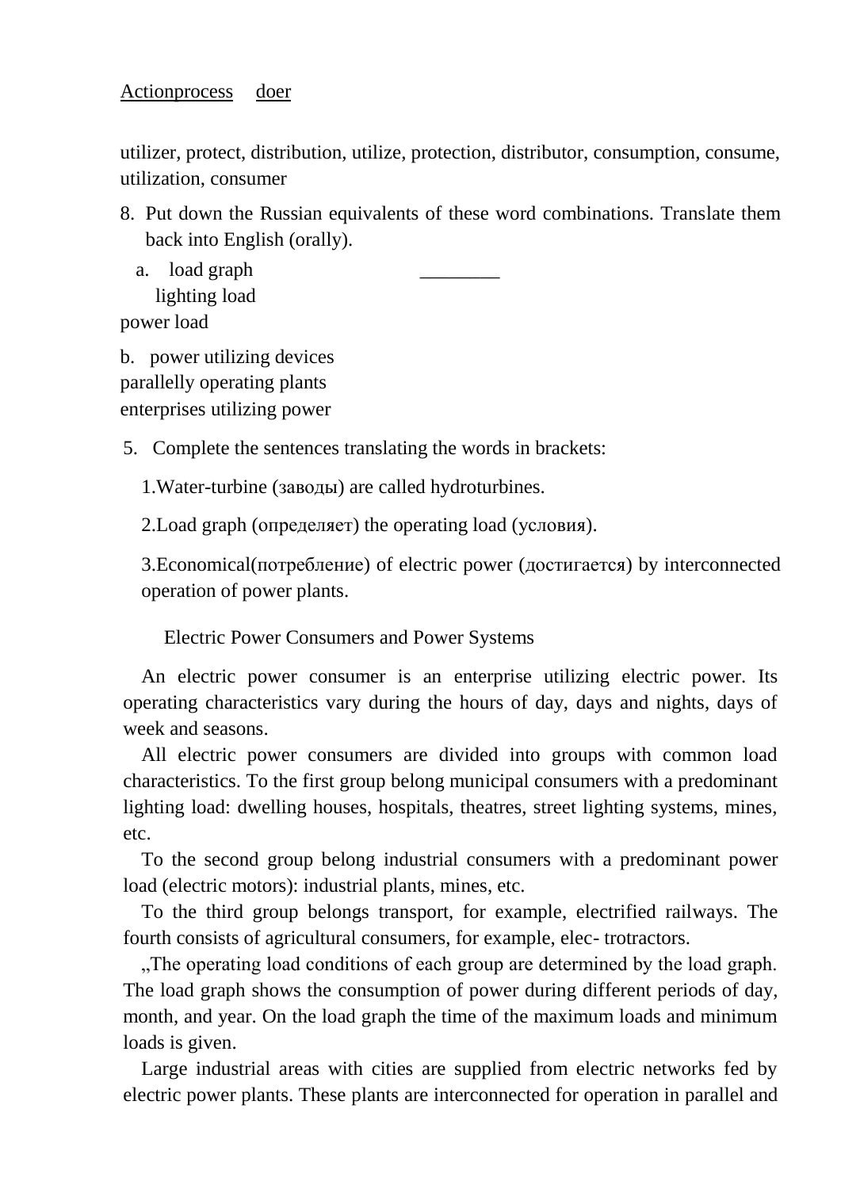Actionprocess    doer

utilizer, protect, distribution, utilize, protection, distributor, consumption, consume, utilization, consumer

8. Put down the Russian equivalents of these word combinations. Translate them back into English (orally).

a. load graph ________
lighting load
power load

b. power utilizing devices
parallelly operating plants
enterprises utilizing power

5. Complete the sentences translating the words in brackets:

1.Water-turbine (заводы) are called hydroturbines.

2.Load graph (определяет) the operating load (условия).

3.Economical(потребление) of electric power (достигается) by interconnected operation of power plants.

## Electric Power Consumers and Power Systems

An electric power consumer is an enterprise utilizing electric power. Its operating characteristics vary during the hours of day, days and nights, days of week and seasons.

All electric power consumers are divided into groups with common load characteristics. To the first group belong municipal consumers with a predominant lighting load: dwelling houses, hospitals, theatres, street lighting systems, mines, etc.

To the second group belong industrial consumers with a predominant power load (electric motors): industrial plants, mines, etc.

To the third group belongs transport, for example, electrified railways. The fourth consists of agricultural consumers, for example, elec- trotractors.

„The operating load conditions of each group are determined by the load graph. The load graph shows the consumption of power during different periods of day, month, and year. On the load graph the time of the maximum loads and minimum loads is given.

Large industrial areas with cities are supplied from electric networks fed by electric power plants. These plants are interconnected for operation in parallel and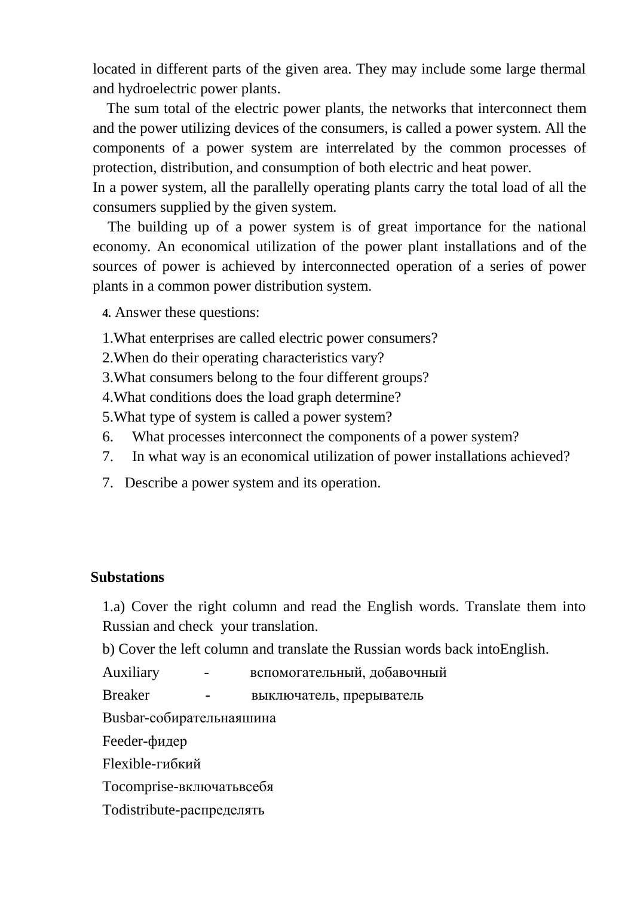located in different parts of the given area. They may include some large thermal and hydroelectric power plants.

The sum total of the electric power plants, the networks that interconnect them and the power utilizing devices of the consumers, is called a power system. All the components of a power system are interrelated by the common processes of protection, distribution, and consumption of both electric and heat power.

In a power system, all the parallelly operating plants carry the total load of all the consumers supplied by the given system.

The building up of a power system is of great importance for the national economy. An economical utilization of the power plant installations and of the sources of power is achieved by interconnected operation of a series of power plants in a common power distribution system.

**4.** Answer these questions:

1.What enterprises are called electric power consumers?
2.When do their operating characteristics vary?
3.What consumers belong to the four different groups?
4.What conditions does the load graph determine?
5.What type of system is called a power system?
6. What processes interconnect the components of a power system?
7. In what way is an economical utilization of power installations achieved?

7. Describe a power system and its operation.

**Substations**

1.a) Cover the right column and read the English words. Translate them into Russian and check your translation.

b) Cover the left column and translate the Russian words back intoEnglish.

Auxiliary - вспомогательный, добавочный
Breaker - выключатель, прерыватель
Busbar-собирательнаяшина
Feeder-фидер
Flexible-гибкий
Tocomprise-включатьвсебя
Todistribute-распределять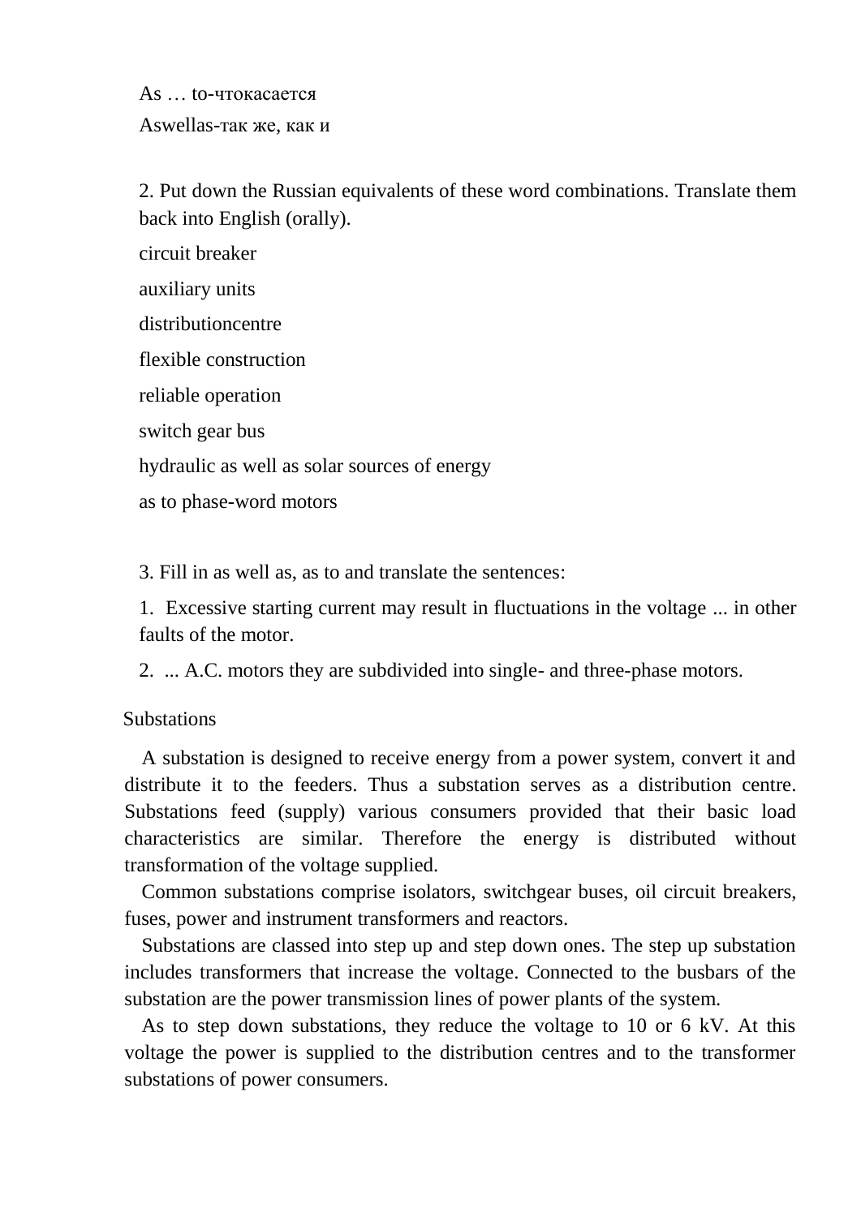As … to-чтокасается

Aswellas-так же, как и

2. Put down the Russian equivalents of these word combinations. Translate them back into English (orally).

circuit breaker

auxiliary units

distributioncentre

flexible construction

reliable operation

switch gear bus

hydraulic as well as solar sources of energy

as to phase-word motors

3. Fill in as well as, as to and translate the sentences:

1. Excessive starting current may result in fluctuations in the voltage ... in other faults of the motor.

2. ... A.C. motors they are subdivided into single- and three-phase motors.

## Substations

A substation is designed to receive energy from a power system, convert it and distribute it to the feeders. Thus a substation serves as a distribution centre. Substations feed (supply) various consumers provided that their basic load characteristics are similar. Therefore the energy is distributed without transformation of the voltage supplied.

Common substations comprise isolators, switchgear buses, oil circuit breakers, fuses, power and instrument transformers and reactors.

Substations are classed into step up and step down ones. The step up substation includes transformers that increase the voltage. Connected to the busbars of the substation are the power transmission lines of power plants of the system.

As to step down substations, they reduce the voltage to 10 or 6 kV. At this voltage the power is supplied to the distribution centres and to the transformer substations of power consumers.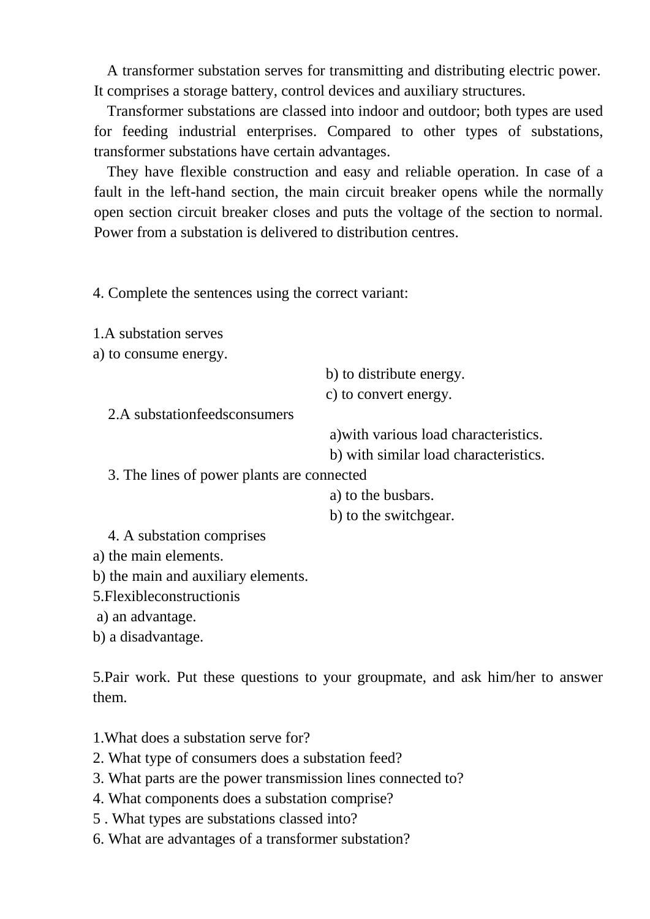A transformer substation serves for transmitting and distributing electric power. It comprises a storage battery, control devices and auxiliary structures.

Transformer substations are classed into indoor and outdoor; both types are used for feeding industrial enterprises. Compared to other types of substations, transformer substations have certain advantages.

They have flexible construction and easy and reliable operation. In case of a fault in the left-hand section, the main circuit breaker opens while the normally open section circuit breaker closes and puts the voltage of the section to normal. Power from a substation is delivered to distribution centres.

4. Complete the sentences using the correct variant:

1.A substation serves
a) to consume energy.
b) to distribute energy.
c) to convert energy.

2.A substationfeedsconsumers
a)with various load characteristics.
b) with similar load characteristics.

3. The lines of power plants are connected
a) to the busbars.
b) to the switchgear.

4. A substation comprises
a) the main elements.
b) the main and auxiliary elements.

5.Flexibleconstructionis
a) an advantage.
b) a disadvantage.

5.Pair work. Put these questions to your groupmate, and ask him/her to answer them.

1.What does a substation serve for?
2. What type of consumers does a substation feed?
3. What parts are the power transmission lines connected to?
4. What components does a substation comprise?
5 . What types are substations classed into?
6. What are advantages of a transformer substation?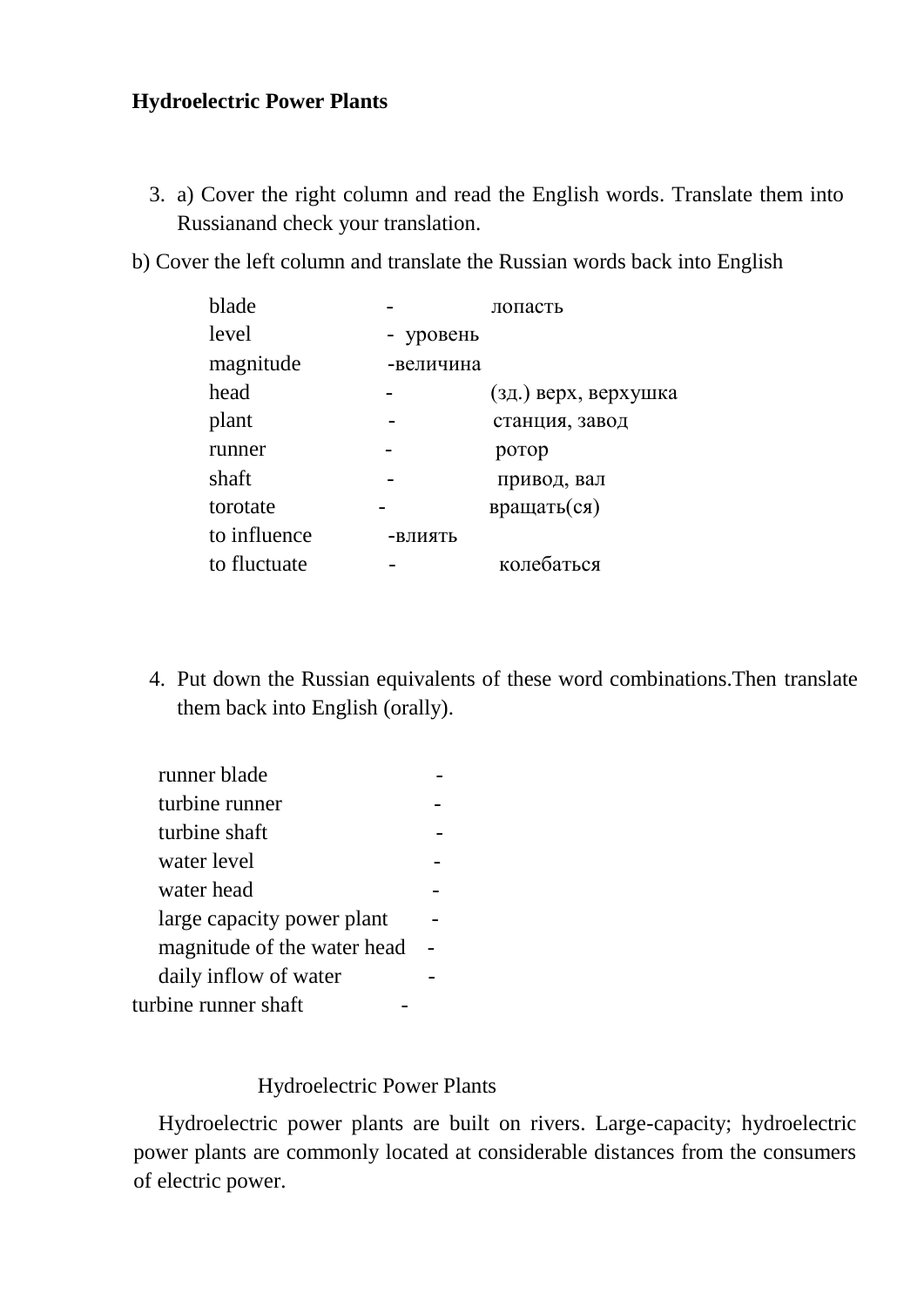**Hydroelectric Power Plants**

3. a) Cover the right column and read the English words. Translate them into Russianand check your translation.

b) Cover the left column and translate the Russian words back into English

blade - лопасть
level - уровень
magnitude -величина
head - (зд.) верх, верхушка
plant - станция, завод
runner - ротор
shaft - привод, вал
torotate - вращать(ся)
to influence -влиять
to fluctuate - колебаться

4. Put down the Russian equivalents of these word combinations.Then translate them back into English (orally).

runner blade -
turbine runner -
turbine shaft -
water level -
water head -
large capacity power plant -
magnitude of the water head -
daily inflow of water -
turbine runner shaft -

## Hydroelectric Power Plants

Hydroelectric power plants are built on rivers. Large-capacity; hydroelectric power plants are commonly located at considerable distances from the consumers of electric power.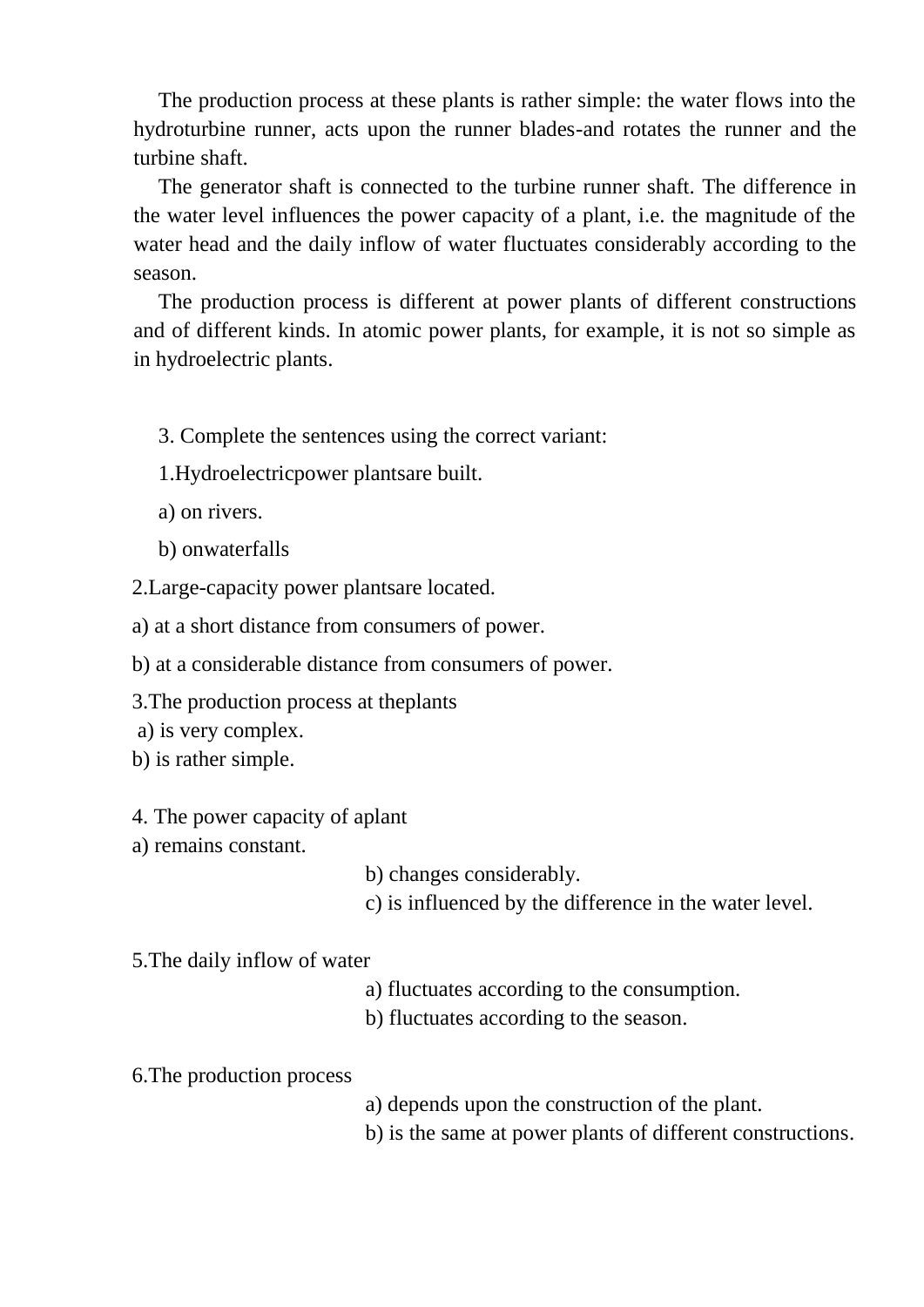The production process at these plants is rather simple: the water flows into the hydroturbine runner, acts upon the runner blades-and rotates the runner and the turbine shaft.

The generator shaft is connected to the turbine runner shaft. The difference in the water level influences the power capacity of a plant, i.e. the magnitude of the water head and the daily inflow of water fluctuates considerably according to the season.

The production process is different at power plants of different constructions and of different kinds. In atomic power plants, for example, it is not so simple as in hydroelectric plants.

3. Complete the sentences using the correct variant:

1.Hydroelectricpower plantsare built.

a) on rivers.

b) onwaterfalls

2.Large-capacity power plantsare located.

a) at a short distance from consumers of power.

b) at a considerable distance from consumers of power.

3.The production process at theplants

a) is very complex.

b) is rather simple.

4. The power capacity of aplant

a) remains constant.

b) changes considerably.

c) is influenced by the difference in the water level.

5.The daily inflow of water

a) fluctuates according to the consumption.

b) fluctuates according to the season.

6.The production process

a) depends upon the construction of the plant.

b) is the same at power plants of different constructions.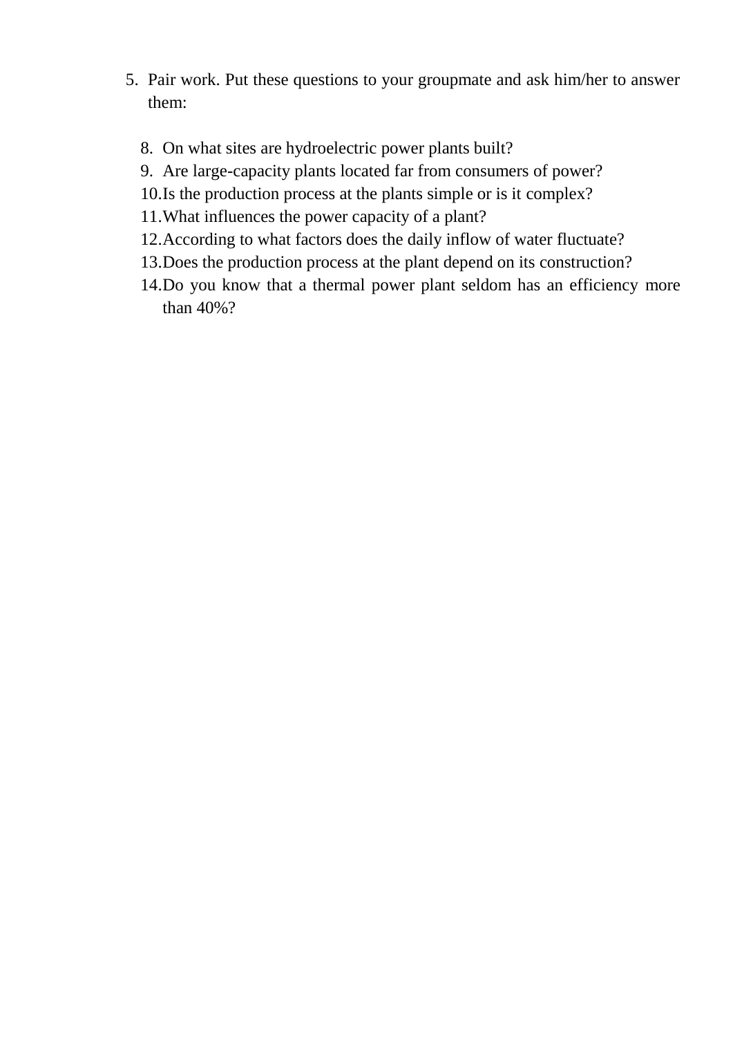5. Pair work. Put these questions to your groupmate and ask him/her to answer them:

8. On what sites are hydroelectric power plants built?
9. Are large-capacity plants located far from consumers of power?
10. Is the production process at the plants simple or is it complex?
11. What influences the power capacity of a plant?
12. According to what factors does the daily inflow of water fluctuate?
13. Does the production process at the plant depend on its construction?
14. Do you know that a thermal power plant seldom has an efficiency more than 40%?